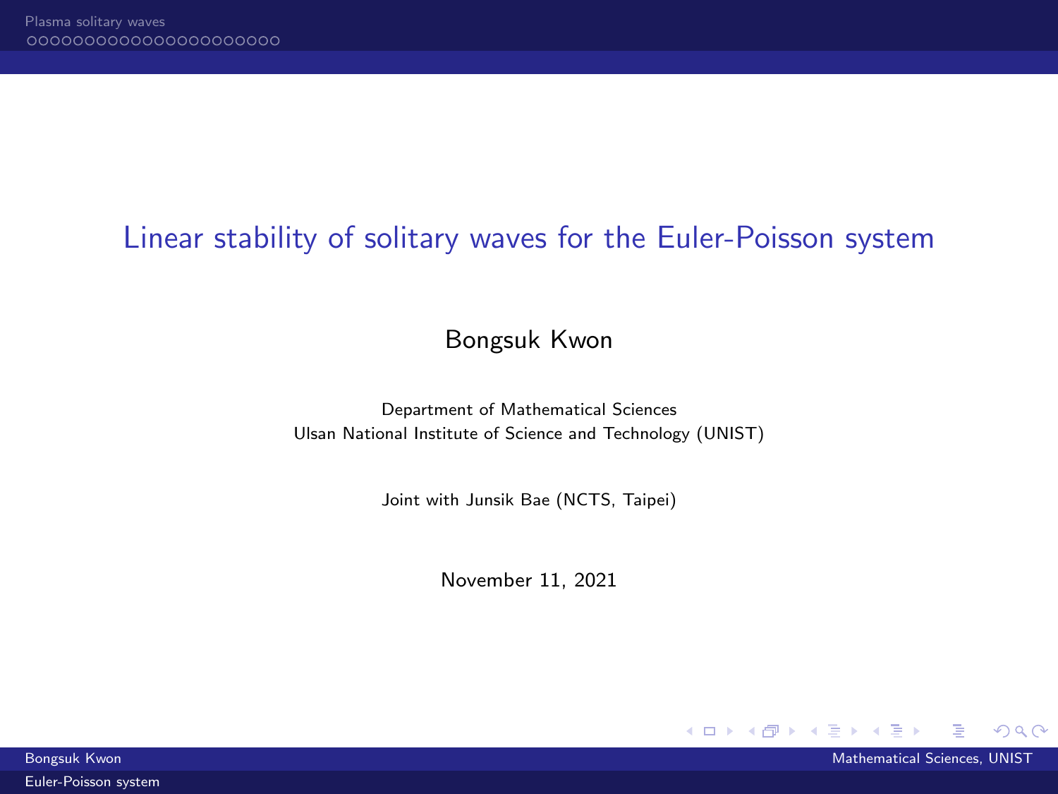# Linear stability of solitary waves for the Euler-Poisson system

Bongsuk Kwon

Department of Mathematical Sciences
Ulsan National Institute of Science and Technology (UNIST)

Joint with Junsik Bae (NCTS, Taipei)

November 11, 2021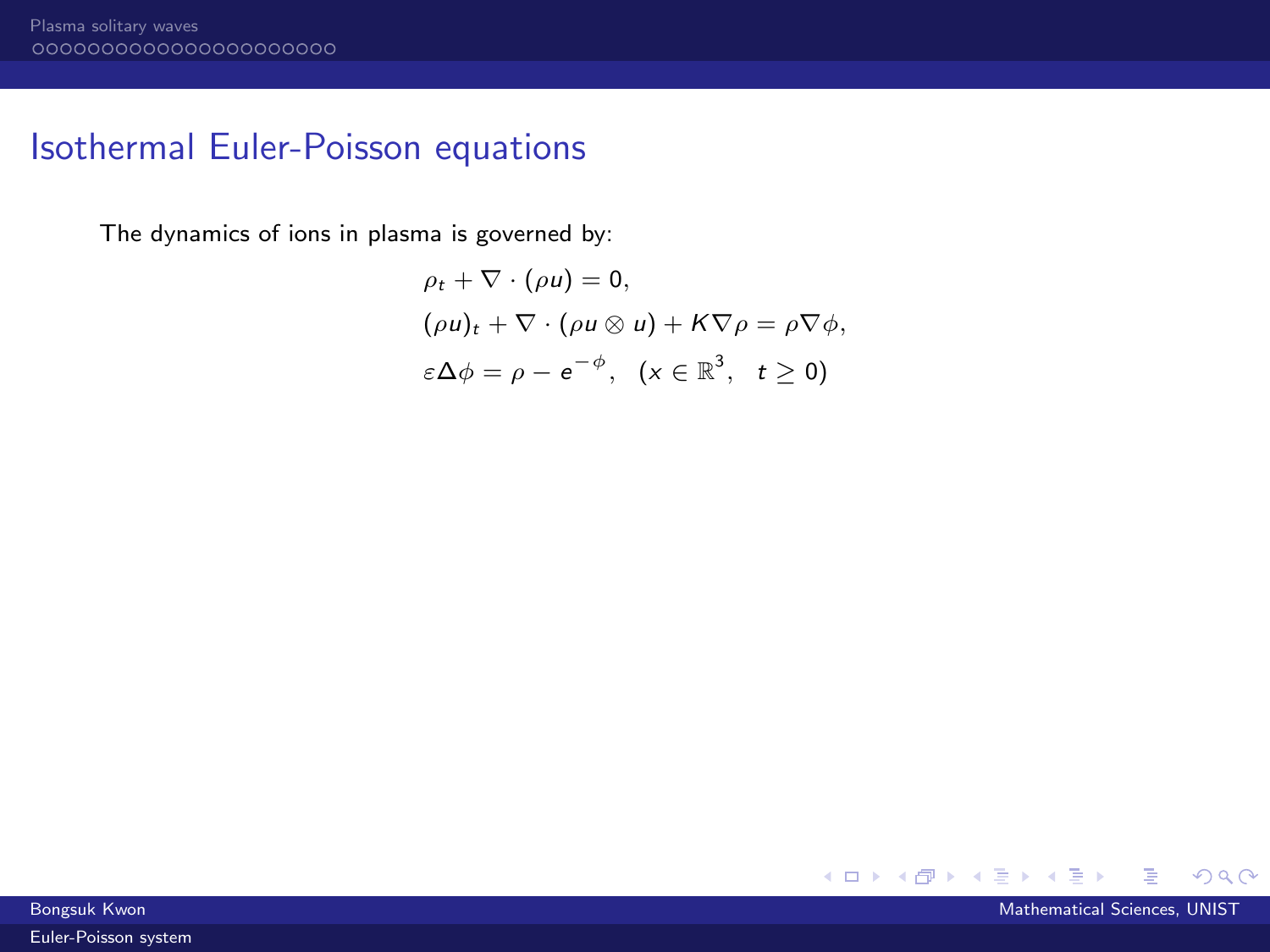## Isothermal Euler-Poisson equations

The dynamics of ions in plasma is governed by:

$$
\begin{aligned}
&\rho_t + \nabla \cdot (\rho u) = 0, \\
&(\rho u)_t + \nabla \cdot (\rho u \otimes u) + K \nabla \rho = \rho \nabla \phi, \\
&\varepsilon \Delta \phi = \rho - e^{-\phi}, \quad (x \in \mathbb{R}^3, \quad t \geq 0)
\end{aligned}
$$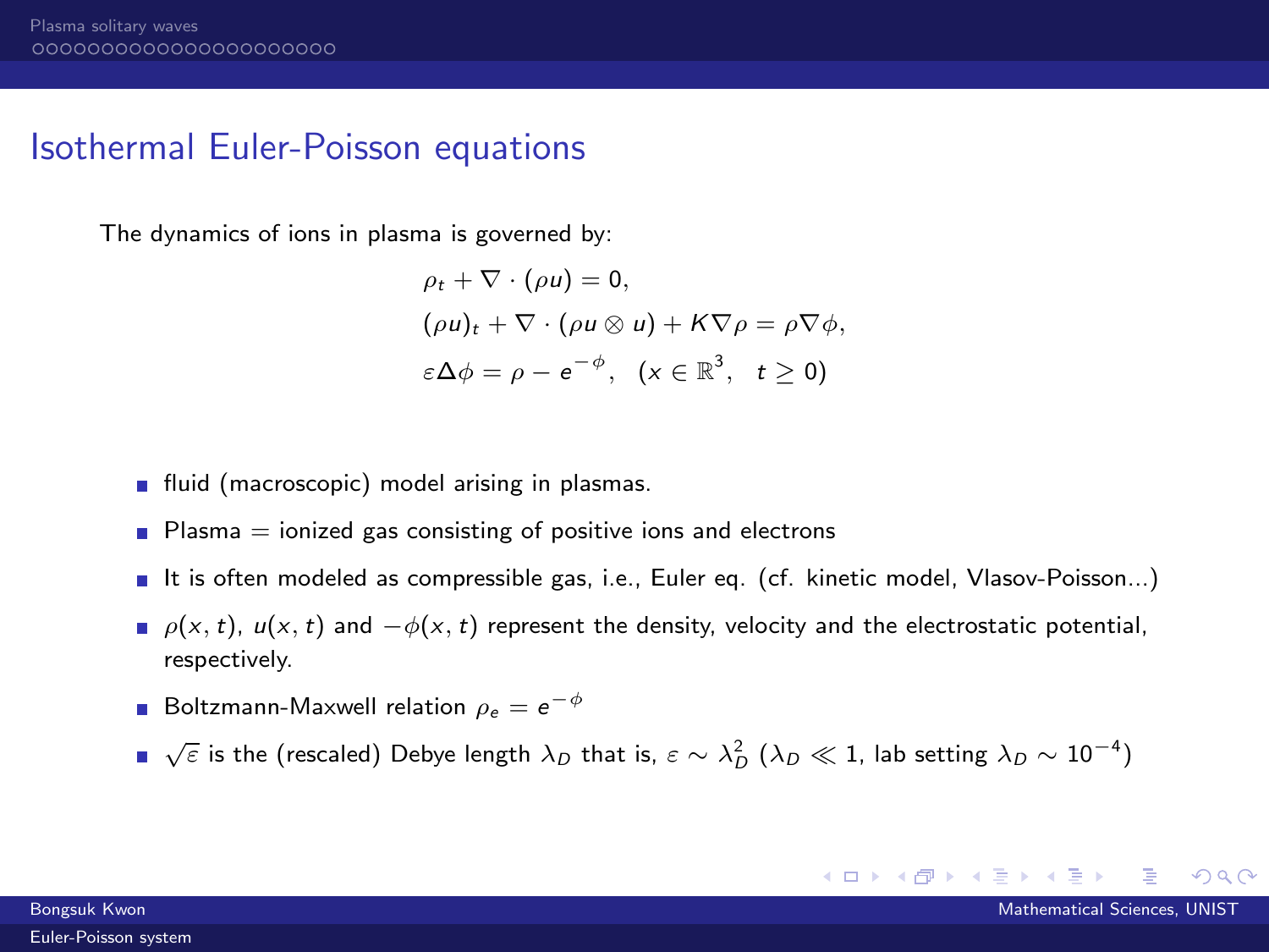# Isothermal Euler-Poisson equations

The dynamics of ions in plasma is governed by:

$$
\begin{aligned}
&\rho_t + \nabla \cdot (\rho u) = 0, \\
&(\rho u)_t + \nabla \cdot (\rho u \otimes u) + K \nabla \rho = \rho \nabla \phi, \\
&\varepsilon \Delta \phi = \rho - e^{-\phi}, \quad (x \in \mathbb{R}^3, \quad t \geq 0)
\end{aligned}
$$

- fluid (macroscopic) model arising in plasmas.
- Plasma = ionized gas consisting of positive ions and electrons
- It is often modeled as compressible gas, i.e., Euler eq. (cf. kinetic model, Vlasov-Poisson...)
- $\rho(x,t)$, $u(x,t)$ and $-\phi(x,t)$ represent the density, velocity and the electrostatic potential, respectively.
- Boltzmann-Maxwell relation $\rho_e = e^{-\phi}$
- $\sqrt{\varepsilon}$ is the (rescaled) Debye length $\lambda_D$ that is, $\varepsilon \sim \lambda_D^2$ ($\lambda_D \ll 1$, lab setting $\lambda_D \sim 10^{-4}$)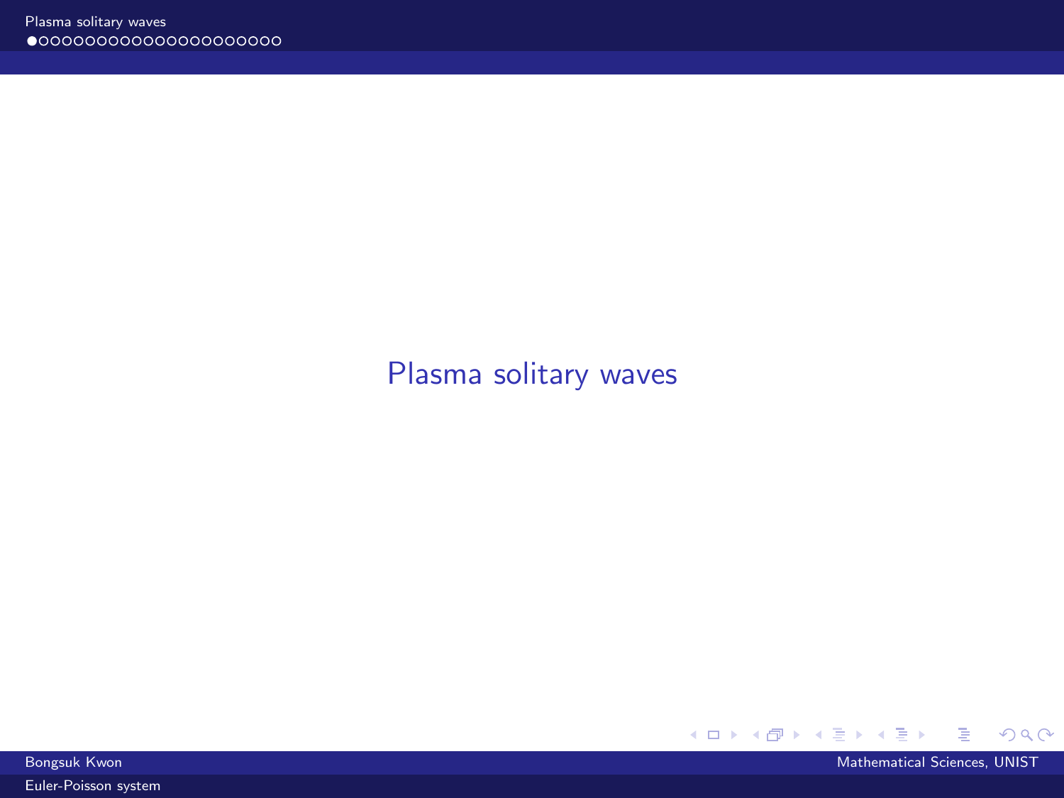# Plasma solitary waves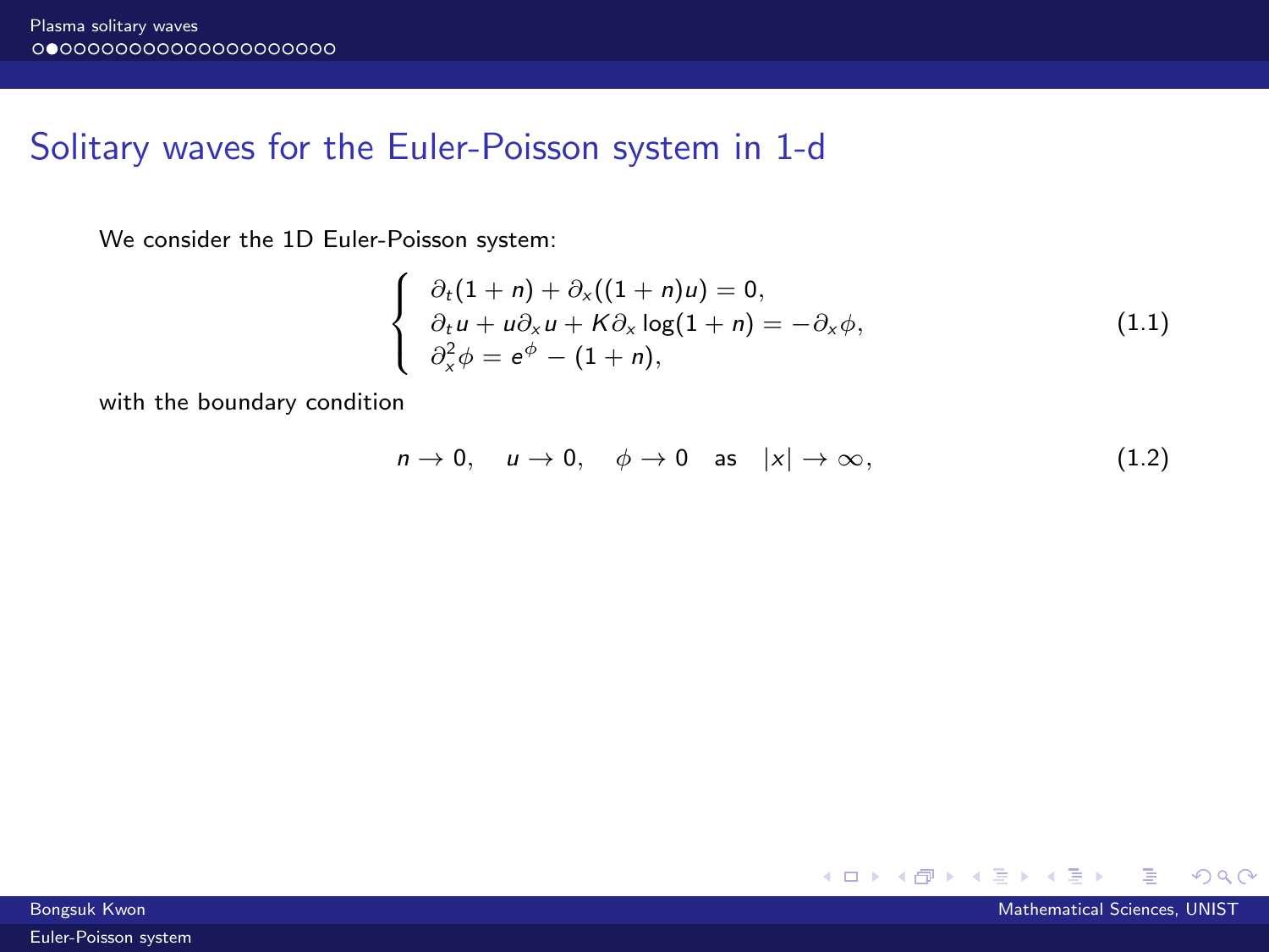## Solitary waves for the Euler-Poisson system in 1-d

We consider the 1D Euler-Poisson system:

$$
\begin{cases}
\partial_t(1+n) + \partial_x((1+n)u) = 0, \\
\partial_t u + u\partial_x u + K\partial_x \log(1+n) = -\partial_x \phi, \\
\partial_x^2 \phi = e^{\phi} - (1+n),
\end{cases}
\tag{1.1}
$$

with the boundary condition

$$
n \to 0, \quad u \to 0, \quad \phi \to 0 \quad \text{as} \quad |x| \to \infty,
\tag{1.2}
$$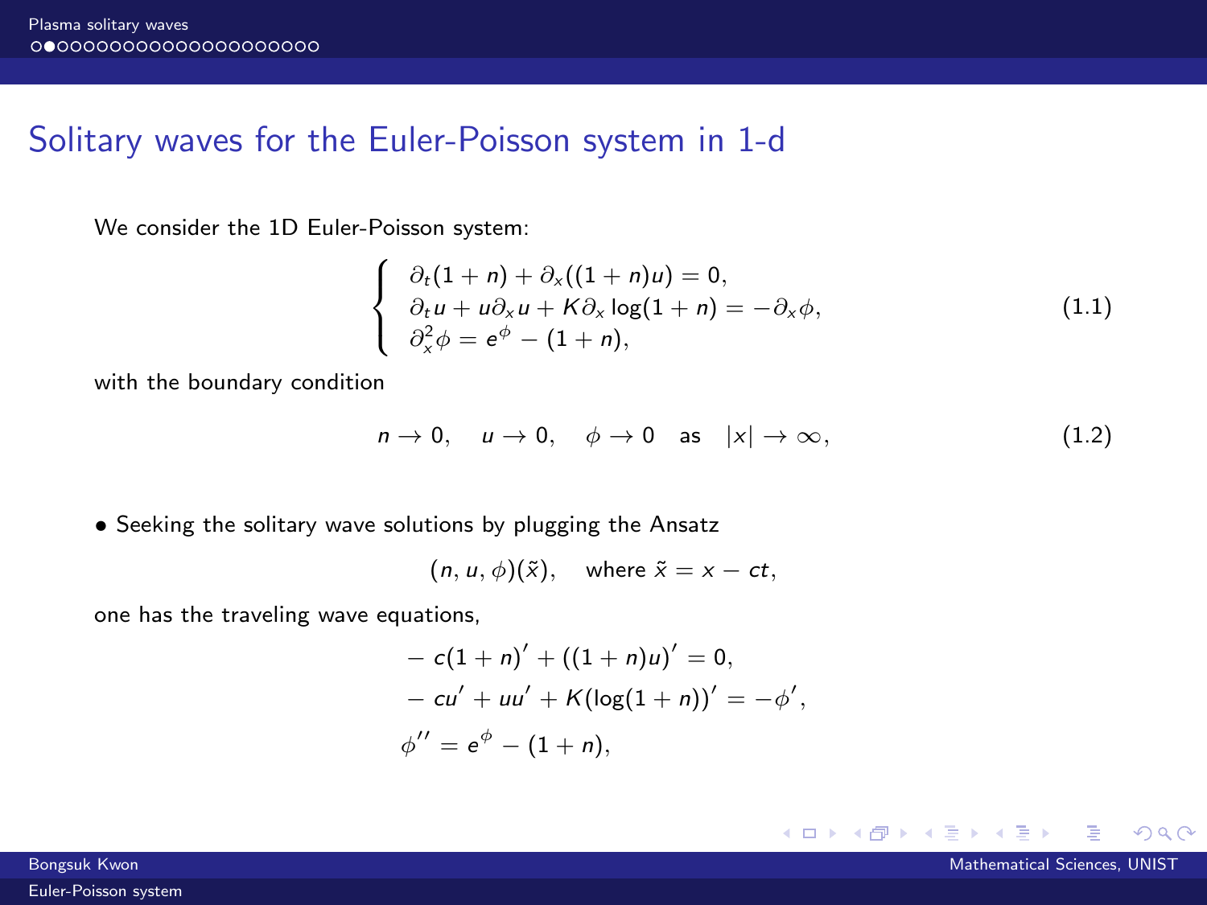## Solitary waves for the Euler-Poisson system in 1-d

We consider the 1D Euler-Poisson system:

$$
\begin{cases}
\partial_t(1+n) + \partial_x((1+n)u) = 0, \\
\partial_t u + u\partial_x u + K\partial_x \log(1+n) = -\partial_x\phi, \\
\partial_x^2\phi = e^{\phi} - (1+n),
\end{cases}
\tag{1.1}
$$

with the boundary condition

$$
n \to 0, \quad u \to 0, \quad \phi \to 0 \quad \text{as} \quad |x| \to \infty,
\tag{1.2}
$$

- Seeking the solitary wave solutions by plugging the Ansatz

$$
(n, u, \phi)(\tilde{x}), \quad \text{where } \tilde{x} = x - ct,
$$

one has the traveling wave equations,

$$
\begin{aligned}
&-c(1+n)' + ((1+n)u)' = 0, \\
&-cu' + uu' + K(\log(1+n))' = -\phi', \\
&\phi'' = e^{\phi} - (1+n),
\end{aligned}
$$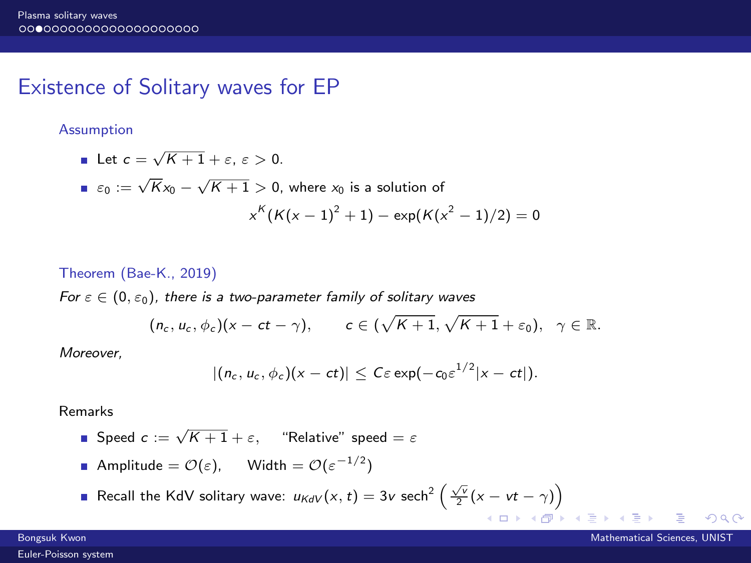# Existence of Solitary waves for EP

### Assumption

- Let $c = \sqrt{K+1} + \varepsilon$, $\varepsilon > 0$.
- $\varepsilon_0 := \sqrt{K}x_0 - \sqrt{K+1} > 0$, where $x_0$ is a solution of
$$x^K(K(x-1)^2+1) - \exp(K(x^2-1)/2) = 0$$

### Theorem (Bae-K., 2019)

*For $\varepsilon \in (0, \varepsilon_0)$, there is a two-parameter family of solitary waves*

$$(n_c, u_c, \phi_c)(x - ct - \gamma), \qquad c \in (\sqrt{K+1}, \sqrt{K+1} + \varepsilon_0), \quad \gamma \in \mathbb{R}.$$

*Moreover,*

$$|(n_c, u_c, \phi_c)(x - ct)| \leq C\varepsilon \exp(-c_0 \varepsilon^{1/2}|x - ct|).$$

Remarks

- Speed $c := \sqrt{K+1} + \varepsilon$, "Relative" speed $= \varepsilon$
- Amplitude $= \mathcal{O}(\varepsilon)$, Width $= \mathcal{O}(\varepsilon^{-1/2})$
- Recall the KdV solitary wave: $u_{KdV}(x,t) = 3v \operatorname{sech}^2\left(\frac{\sqrt{v}}{2}(x - vt - \gamma)\right)$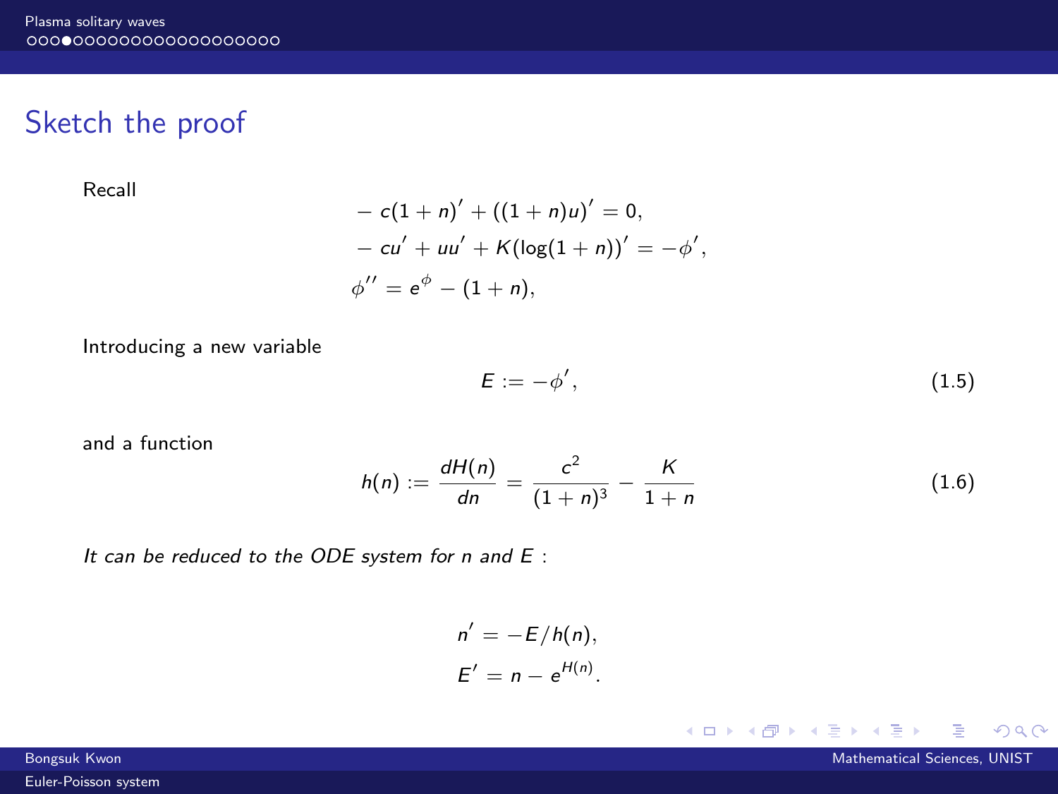## Sketch the proof

Recall

$$
\begin{aligned}
&-c(1+n)' + ((1+n)u)' = 0,\\
&-cu' + uu' + K(\log(1+n))' = -\phi',\\
&\phi'' = e^{\phi} - (1+n),
\end{aligned}
$$

Introducing a new variable

$$E := -\phi', \tag{1.5}$$

and a function

$$h(n) := \frac{dH(n)}{dn} = \frac{c^2}{(1+n)^3} - \frac{K}{1+n} \tag{1.6}$$

*It can be reduced to the ODE system for $n$ and $E$ :*

$$
\begin{aligned}
n' &= -E/h(n),\\
E' &= n - e^{H(n)}.
\end{aligned}
$$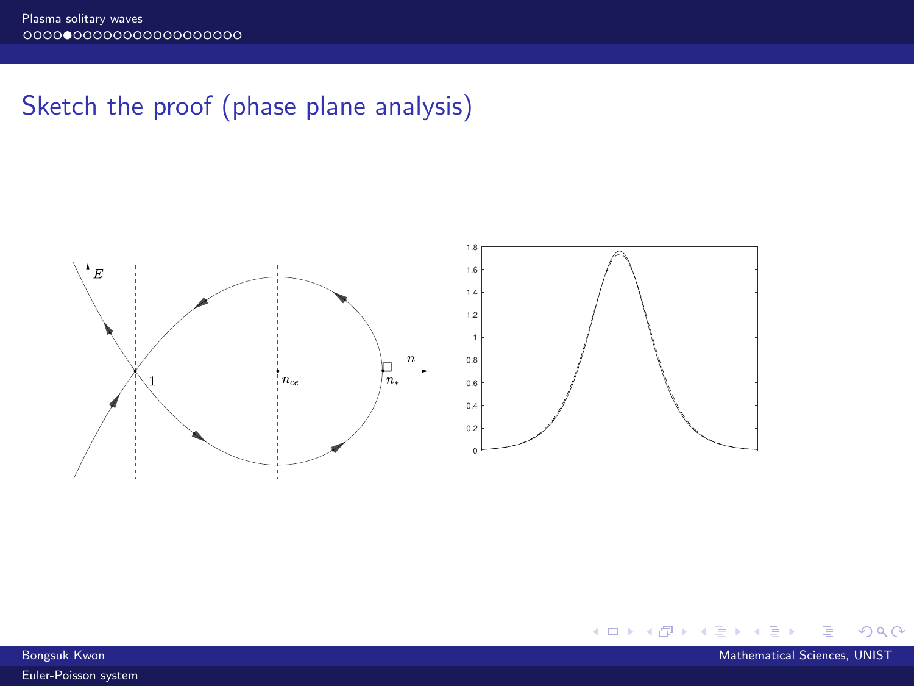# Sketch the proof (phase plane analysis)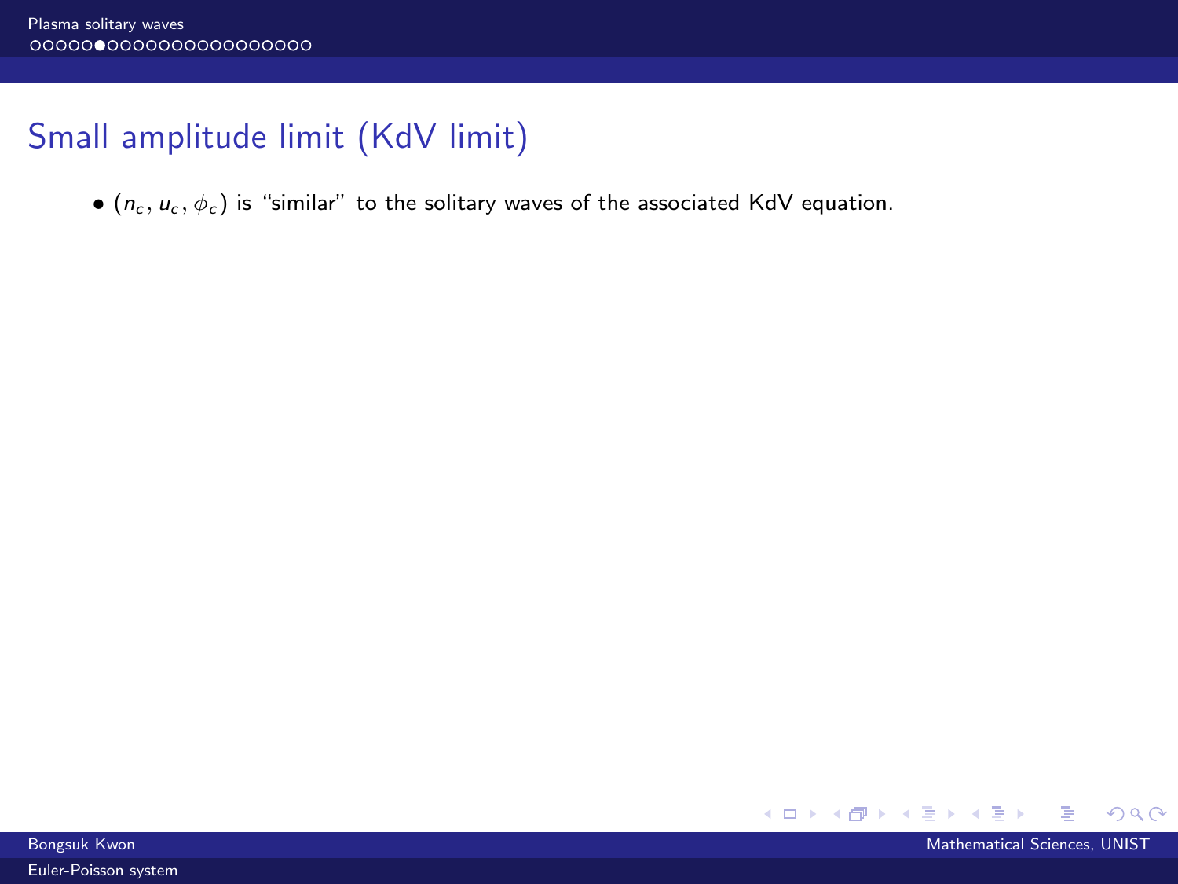## Small amplitude limit (KdV limit)

- $(n_c, u_c, \phi_c)$ is "similar" to the solitary waves of the associated KdV equation.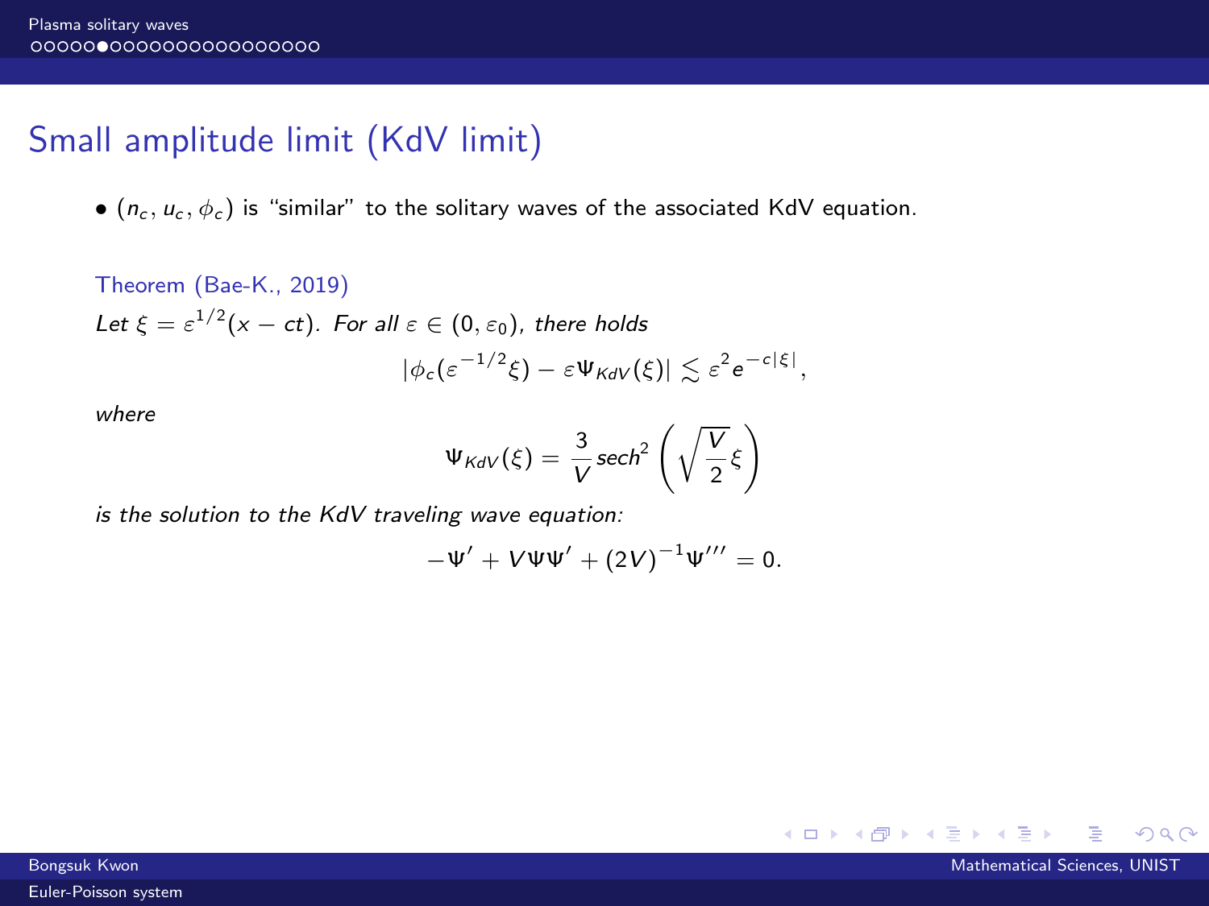## Small amplitude limit (KdV limit)

- $(n_c, u_c, \phi_c)$ is "similar" to the solitary waves of the associated KdV equation.

**Theorem (Bae-K., 2019)**

*Let $\xi = \varepsilon^{1/2}(x - ct)$. For all $\varepsilon \in (0, \varepsilon_0)$, there holds*

$$|\phi_c(\varepsilon^{-1/2}\xi) - \varepsilon \Psi_{KdV}(\xi)| \lesssim \varepsilon^2 e^{-c|\xi|},$$

*where*

$$\Psi_{KdV}(\xi) = \frac{3}{V} sech^2\left(\sqrt{\frac{V}{2}}\xi\right)$$

*is the solution to the KdV traveling wave equation:*

$$-\Psi' + V\Psi\Psi' + (2V)^{-1}\Psi''' = 0.$$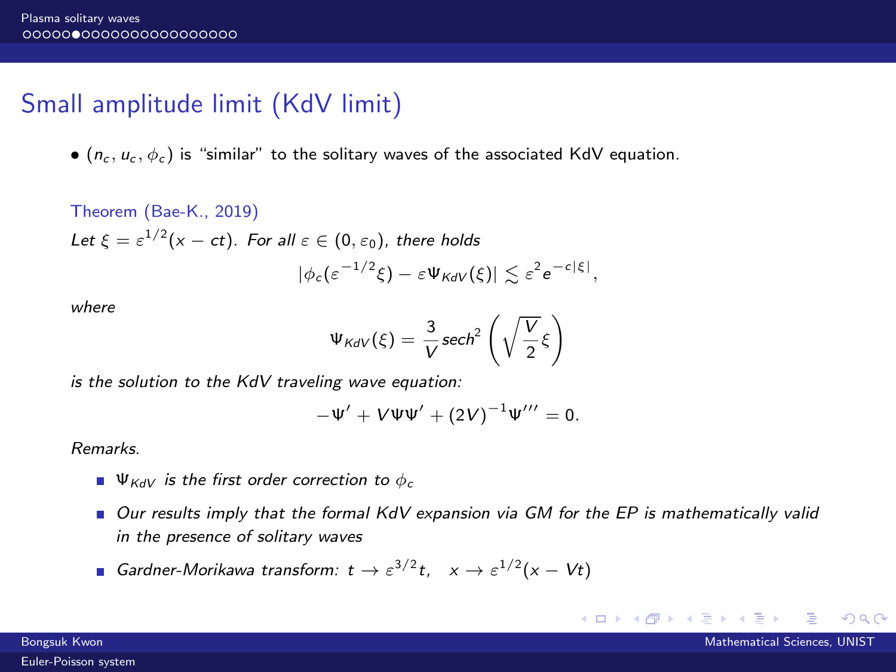# Small amplitude limit (KdV limit)

- $(n_c, u_c, \phi_c)$ is "similar" to the solitary waves of the associated KdV equation.

**Theorem (Bae-K., 2019)**

*Let $\xi = \varepsilon^{1/2}(x - ct)$. For all $\varepsilon \in (0, \varepsilon_0)$, there holds*

$$|\phi_c(\varepsilon^{-1/2}\xi) - \varepsilon \Psi_{KdV}(\xi)| \lesssim \varepsilon^2 e^{-c|\xi|},$$

*where*

$$\Psi_{KdV}(\xi) = \frac{3}{V} sech^2 \left( \sqrt{\frac{V}{2}} \xi \right)$$

*is the solution to the KdV traveling wave equation:*

$$-\Psi' + V\Psi\Psi' + (2V)^{-1}\Psi''' = 0.$$

*Remarks.*

- *$\Psi_{KdV}$ is the first order correction to $\phi_c$*
- *Our results imply that the formal KdV expansion via GM for the EP is mathematically valid in the presence of solitary waves*
- *Gardner-Morikawa transform: $t \to \varepsilon^{3/2} t, \quad x \to \varepsilon^{1/2}(x - Vt)$*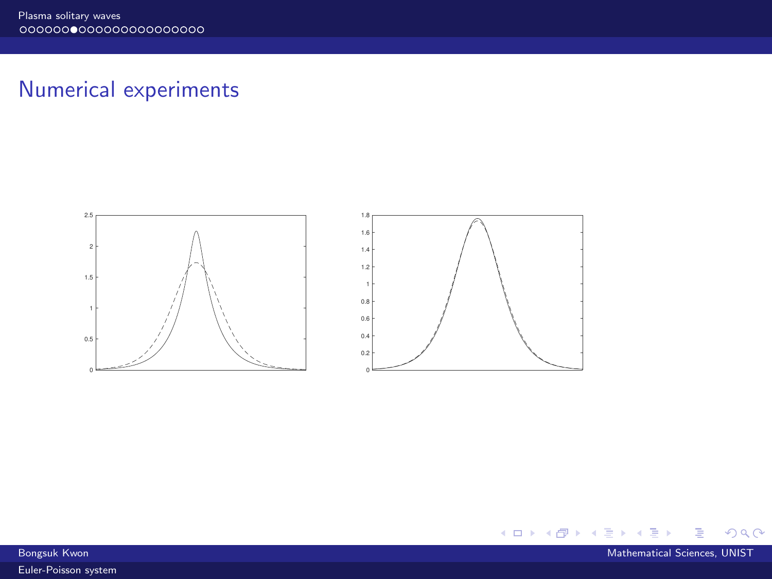## Numerical experiments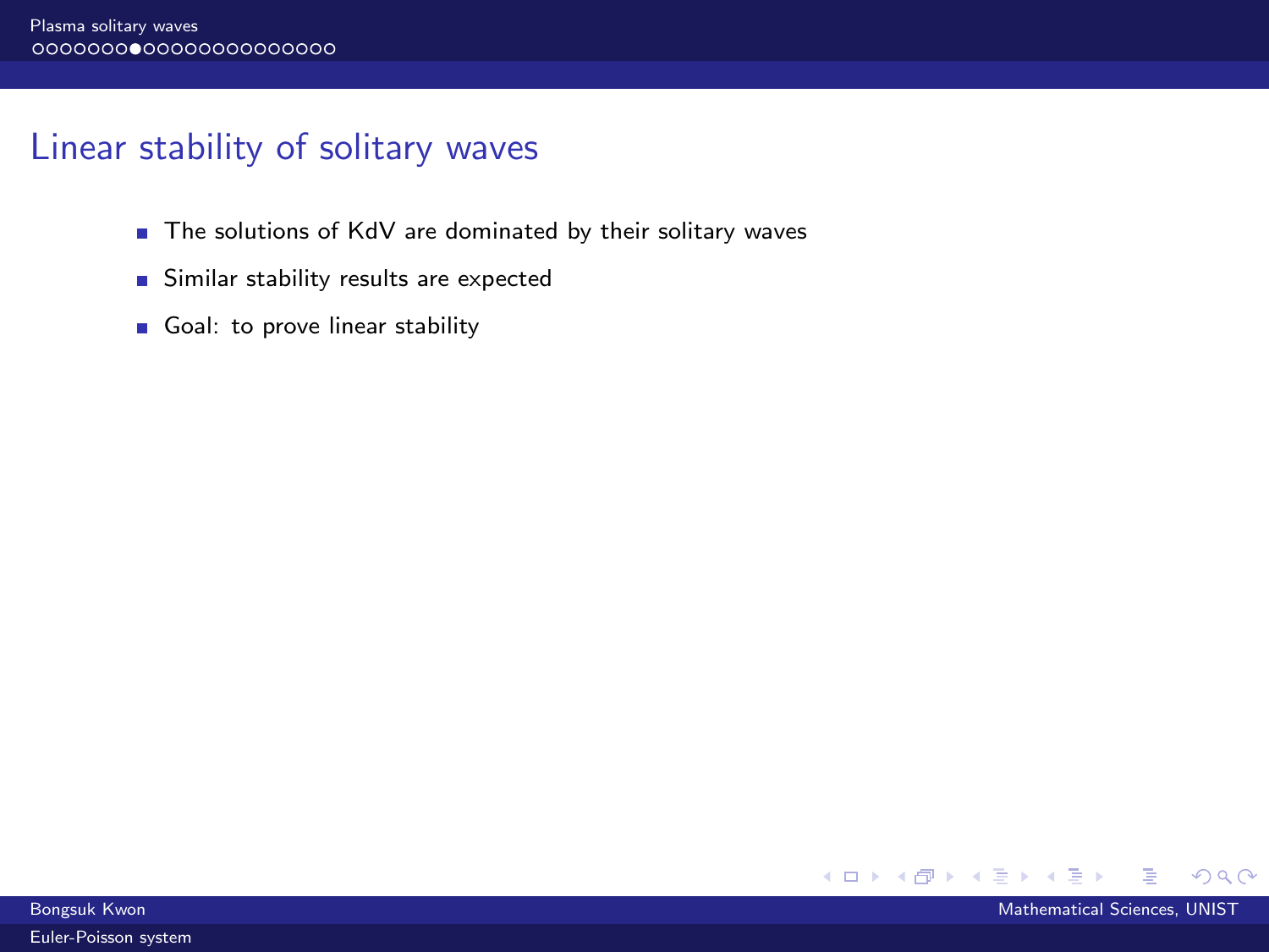## Linear stability of solitary waves

- The solutions of KdV are dominated by their solitary waves
- Similar stability results are expected
- Goal: to prove linear stability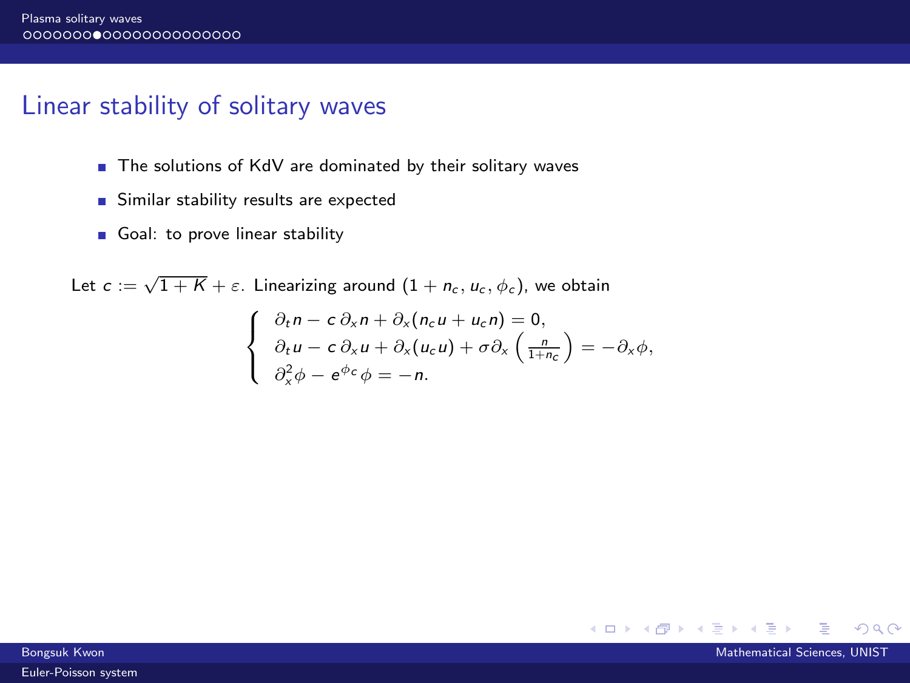## Linear stability of solitary waves

- The solutions of KdV are dominated by their solitary waves
- Similar stability results are expected
- Goal: to prove linear stability

Let $c := \sqrt{1+K} + \varepsilon$. Linearizing around $(1 + n_c, u_c, \phi_c)$, we obtain

$$
\left\{
\begin{array}{l}
\partial_t n - c\,\partial_x n + \partial_x(n_c u + u_c n) = 0, \\
\partial_t u - c\,\partial_x u + \partial_x(u_c u) + \sigma \partial_x \left( \frac{n}{1+n_c} \right) = -\partial_x \phi, \\
\partial_x^2 \phi - e^{\phi_c} \phi = -n.
\end{array}
\right.
$$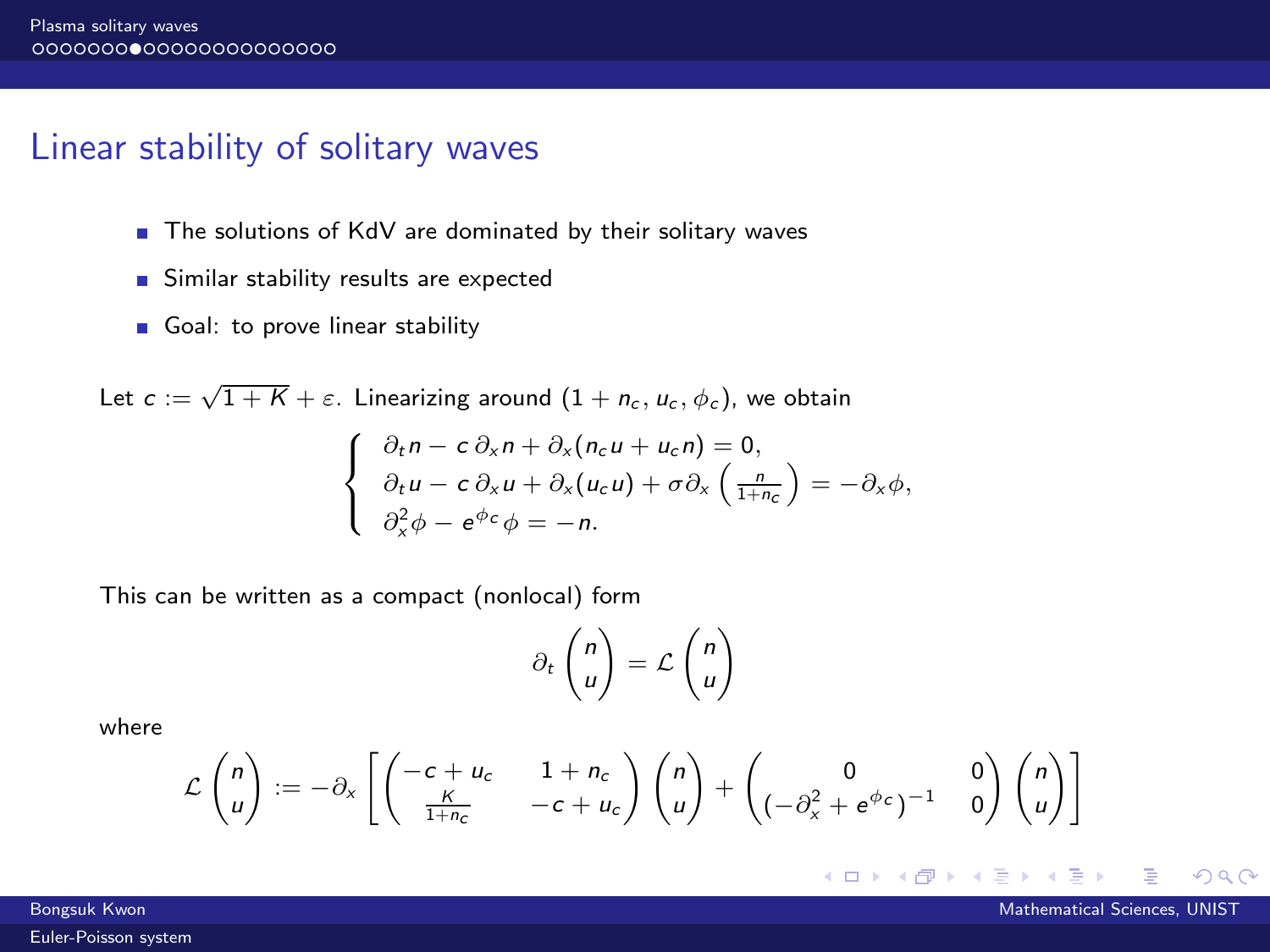## Linear stability of solitary waves

- The solutions of KdV are dominated by their solitary waves
- Similar stability results are expected
- Goal: to prove linear stability

Let $c := \sqrt{1+K} + \varepsilon$. Linearizing around $(1 + n_c, u_c, \phi_c)$, we obtain

$$
\begin{cases}
\partial_t n - c\,\partial_x n + \partial_x(n_c u + u_c n) = 0, \\
\partial_t u - c\,\partial_x u + \partial_x(u_c u) + \sigma \partial_x \left( \frac{n}{1+n_c} \right) = -\partial_x \phi, \\
\partial_x^2 \phi - e^{\phi_c} \phi = -n.
\end{cases}
$$

This can be written as a compact (nonlocal) form

$$
\partial_t \begin{pmatrix} n \\ u \end{pmatrix} = \mathcal{L} \begin{pmatrix} n \\ u \end{pmatrix}
$$

where

$$
\mathcal{L} \begin{pmatrix} n \\ u \end{pmatrix} := -\partial_x \left[ \begin{pmatrix} -c + u_c & 1 + n_c \\ \frac{K}{1+n_c} & -c + u_c \end{pmatrix} \begin{pmatrix} n \\ u \end{pmatrix} + \begin{pmatrix} 0 & 0 \\ (-\partial_x^2 + e^{\phi_c})^{-1} & 0 \end{pmatrix} \begin{pmatrix} n \\ u \end{pmatrix} \right]
$$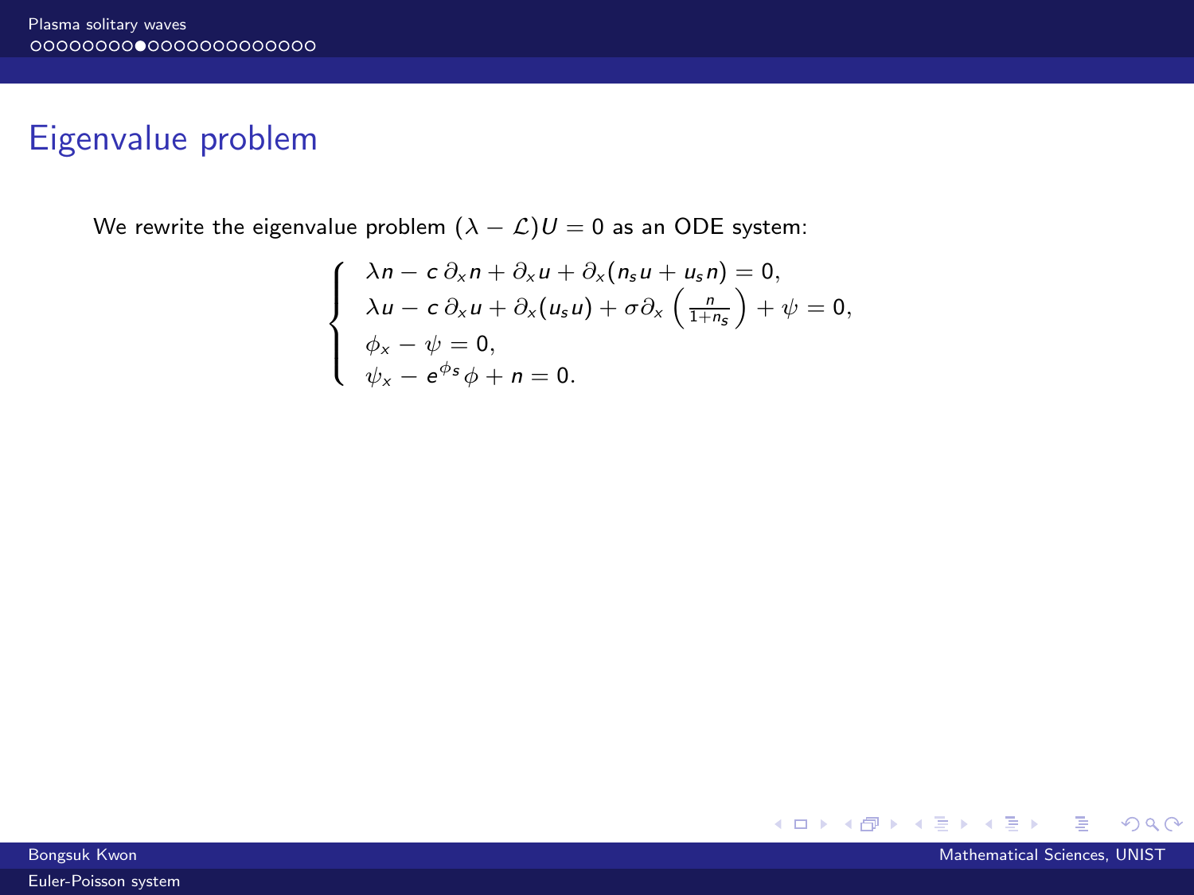## Eigenvalue problem

We rewrite the eigenvalue problem $(\lambda - \mathcal{L})U = 0$ as an ODE system:

$$
\begin{cases}
\lambda n - c\,\partial_x n + \partial_x u + \partial_x(n_s u + u_s n) = 0, \\
\lambda u - c\,\partial_x u + \partial_x(u_s u) + \sigma \partial_x \left( \frac{n}{1+n_s} \right) + \psi = 0, \\
\phi_x - \psi = 0, \\
\psi_x - e^{\phi_s}\phi + n = 0.
\end{cases}
$$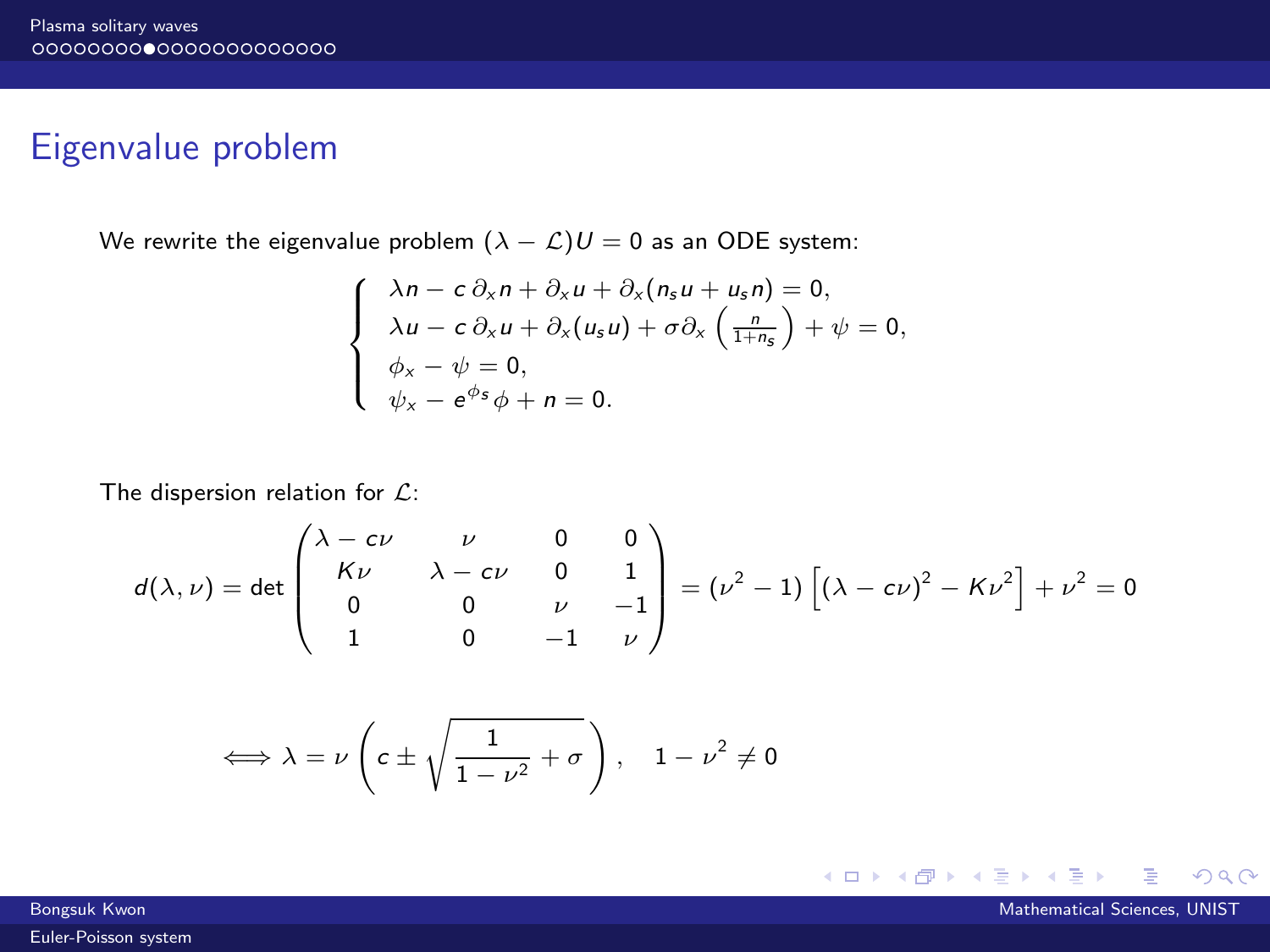# Eigenvalue problem

We rewrite the eigenvalue problem $(\lambda - \mathcal{L})U = 0$ as an ODE system:

$$
\begin{cases}
\lambda n - c\,\partial_x n + \partial_x u + \partial_x(n_s u + u_s n) = 0, \\
\lambda u - c\,\partial_x u + \partial_x(u_s u) + \sigma \partial_x \left(\frac{n}{1+n_s}\right) + \psi = 0, \\
\phi_x - \psi = 0, \\
\psi_x - e^{\phi_s}\phi + n = 0.
\end{cases}
$$

The dispersion relation for $\mathcal{L}$:

$$
d(\lambda, \nu) = \det \begin{pmatrix} \lambda - c\nu & \nu & 0 & 0 \\ K\nu & \lambda - c\nu & 0 & 1 \\ 0 & 0 & \nu & -1 \\ 1 & 0 & -1 & \nu \end{pmatrix} = (\nu^2 - 1)\left[(\lambda - c\nu)^2 - K\nu^2\right] + \nu^2 = 0
$$

$$
\iff \lambda = \nu\left(c \pm \sqrt{\frac{1}{1-\nu^2} + \sigma}\right), \quad 1 - \nu^2 \neq 0
$$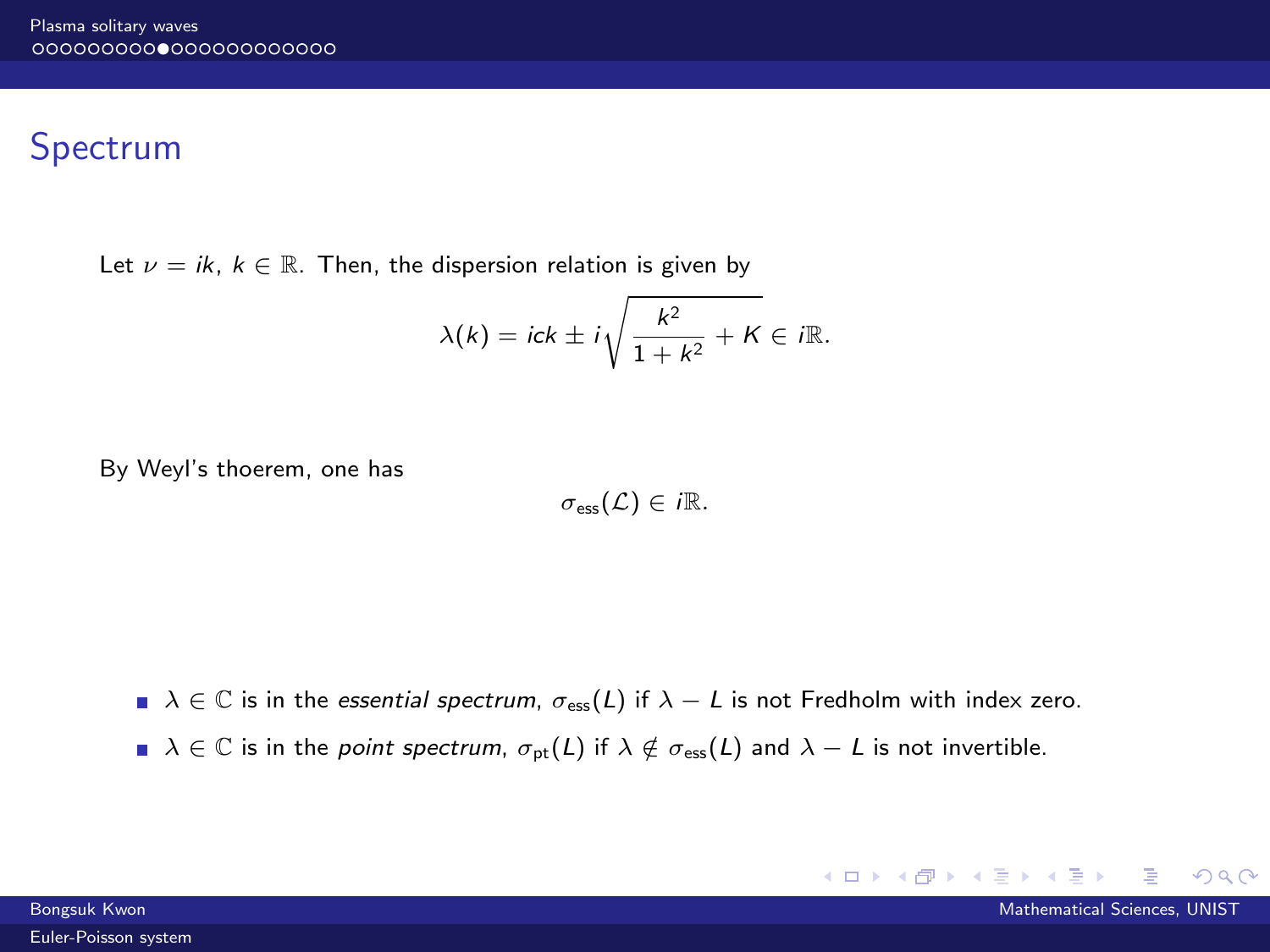## Spectrum

Let $\nu = ik$, $k \in \mathbb{R}$. Then, the dispersion relation is given by

$$\lambda(k) = ick \pm i\sqrt{\frac{k^2}{1+k^2} + K} \in i\mathbb{R}.$$

By Weyl's thoerem, one has

$$\sigma_{\text{ess}}(\mathcal{L}) \in i\mathbb{R}.$$

- $\lambda \in \mathbb{C}$ is in the *essential spectrum*, $\sigma_{\text{ess}}(L)$ if $\lambda - L$ is not Fredholm with index zero.
- $\lambda \in \mathbb{C}$ is in the *point spectrum*, $\sigma_{\text{pt}}(L)$ if $\lambda \notin \sigma_{\text{ess}}(L)$ and $\lambda - L$ is not invertible.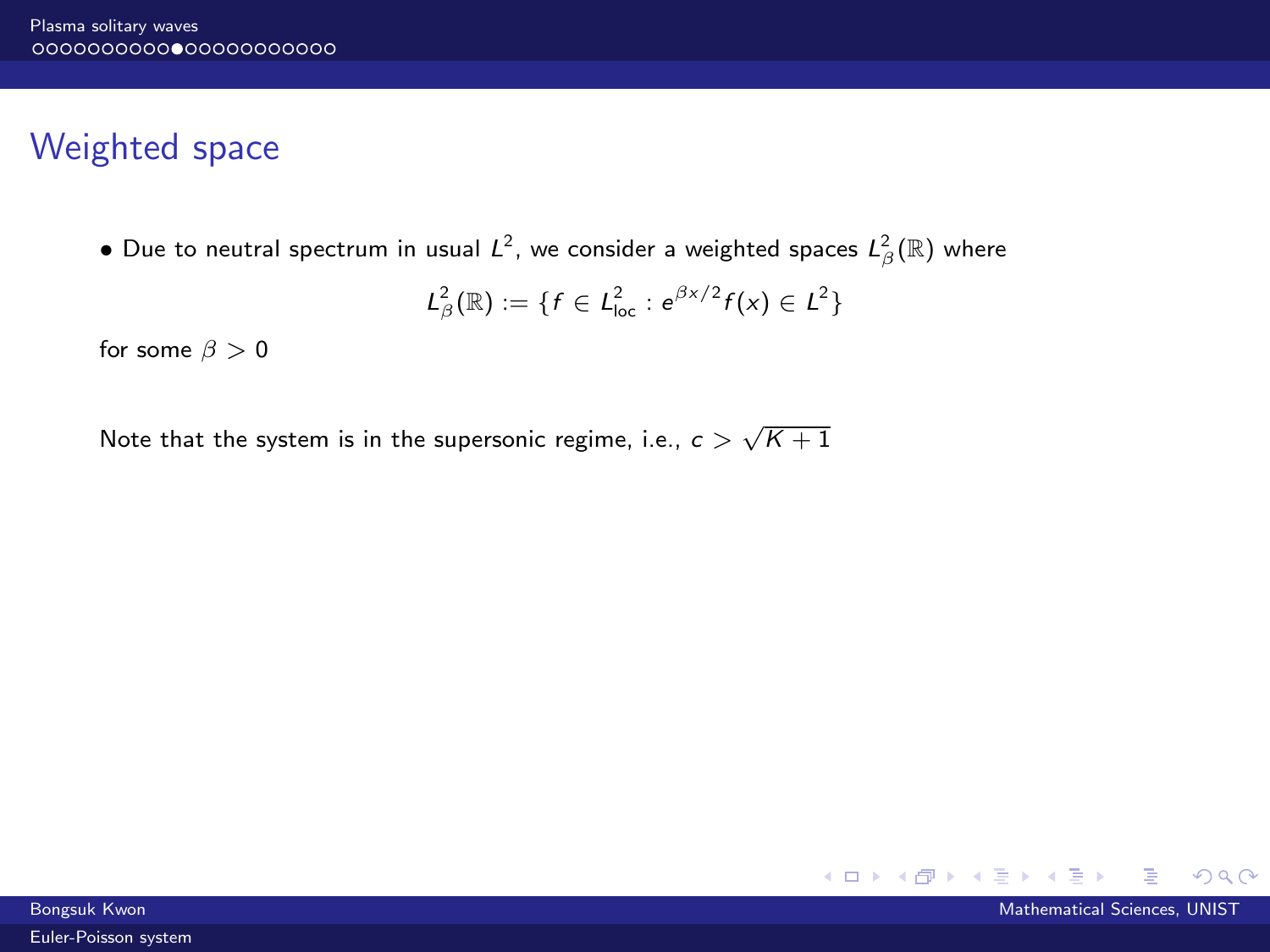# Weighted space

- Due to neutral spectrum in usual $L^2$, we consider a weighted spaces $L^2_\beta(\mathbb{R})$ where

$$L^2_\beta(\mathbb{R}) := \{f \in L^2_{\text{loc}} : e^{\beta x/2} f(x) \in L^2\}$$

for some $\beta > 0$

Note that the system is in the supersonic regime, i.e., $c > \sqrt{K+1}$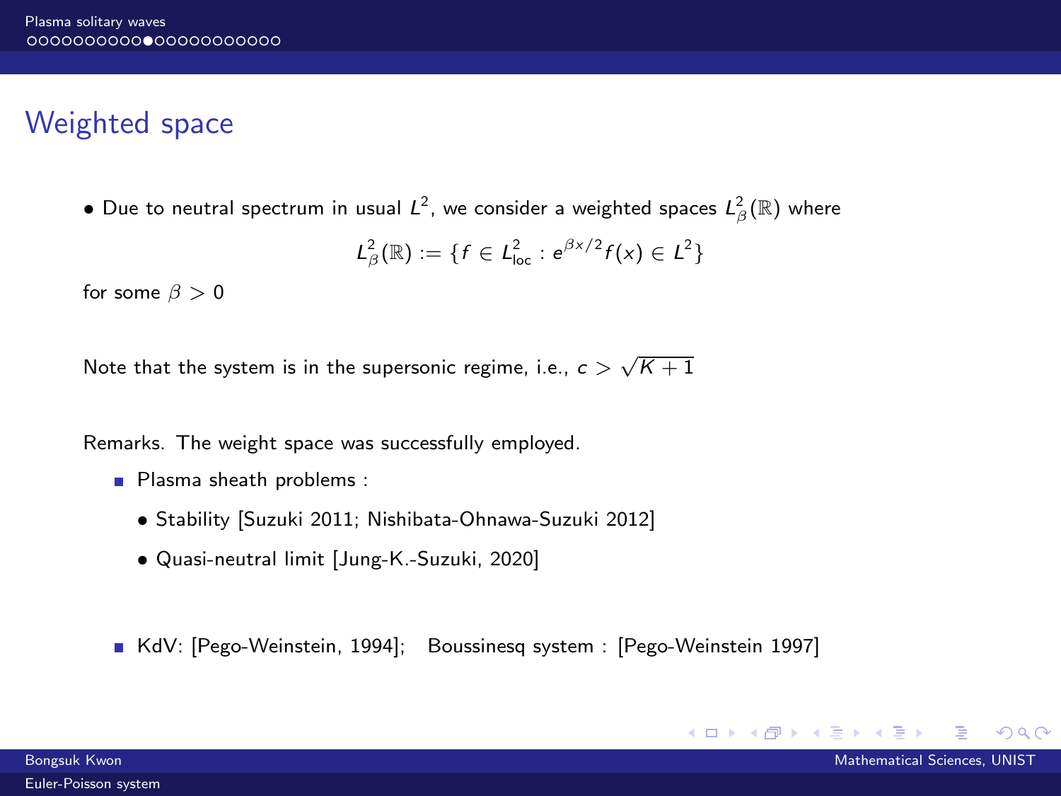# Weighted space

- Due to neutral spectrum in usual $L^2$, we consider a weighted spaces $L^2_\beta(\mathbb{R})$ where

$$L^2_\beta(\mathbb{R}) := \{f \in L^2_{\text{loc}} : e^{\beta x/2} f(x) \in L^2\}$$

for some $\beta > 0$

Note that the system is in the supersonic regime, i.e., $c > \sqrt{K+1}$

Remarks. The weight space was successfully employed.

- Plasma sheath problems :
  - Stability [Suzuki 2011; Nishibata-Ohnawa-Suzuki 2012]
  - Quasi-neutral limit [Jung-K.-Suzuki, 2020]

- KdV: [Pego-Weinstein, 1994]; Boussinesq system : [Pego-Weinstein 1997]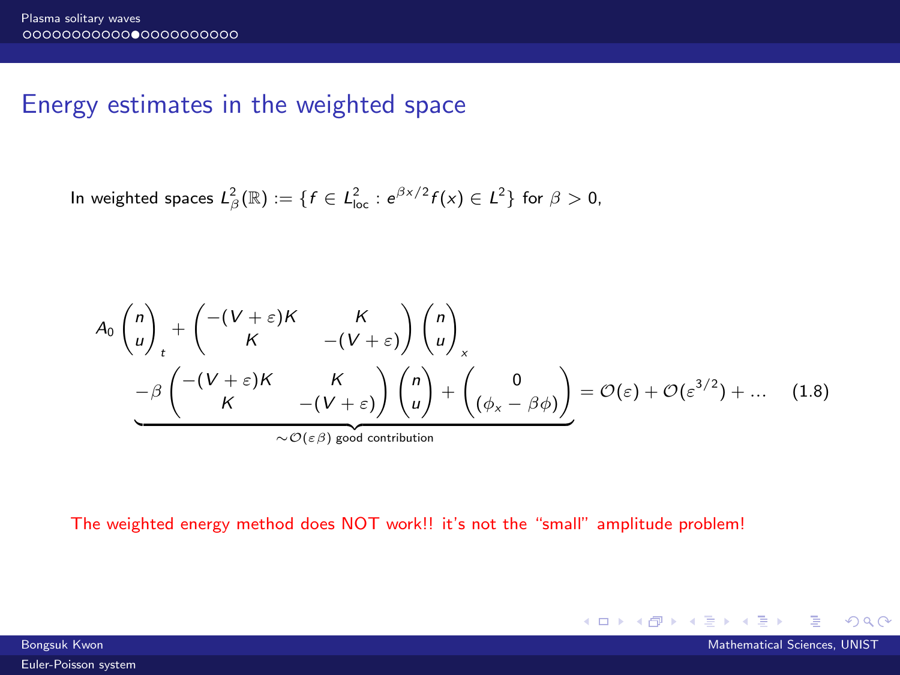## Energy estimates in the weighted space

In weighted spaces $L^2_\beta(\mathbb{R}) := \{f \in L^2_{\text{loc}} : e^{\beta x/2} f(x) \in L^2\}$ for $\beta > 0$,

$$
\begin{aligned}
A_0 \begin{pmatrix} n \\ u \end{pmatrix}_t &+ \begin{pmatrix} -(V+\varepsilon)K & K \\ K & -(V+\varepsilon) \end{pmatrix} \begin{pmatrix} n \\ u \end{pmatrix}_x \\
&\underbrace{-\beta \begin{pmatrix} -(V+\varepsilon)K & K \\ K & -(V+\varepsilon) \end{pmatrix} \begin{pmatrix} n \\ u \end{pmatrix} + \begin{pmatrix} 0 \\ (\phi_x - \beta\phi) \end{pmatrix}}_{\sim \mathcal{O}(\varepsilon\beta) \text{ good contribution}} = \mathcal{O}(\varepsilon) + \mathcal{O}(\varepsilon^{3/2}) + \ldots
\end{aligned}
\tag{1.8}
$$

The weighted energy method does NOT work!! it's not the "small" amplitude problem!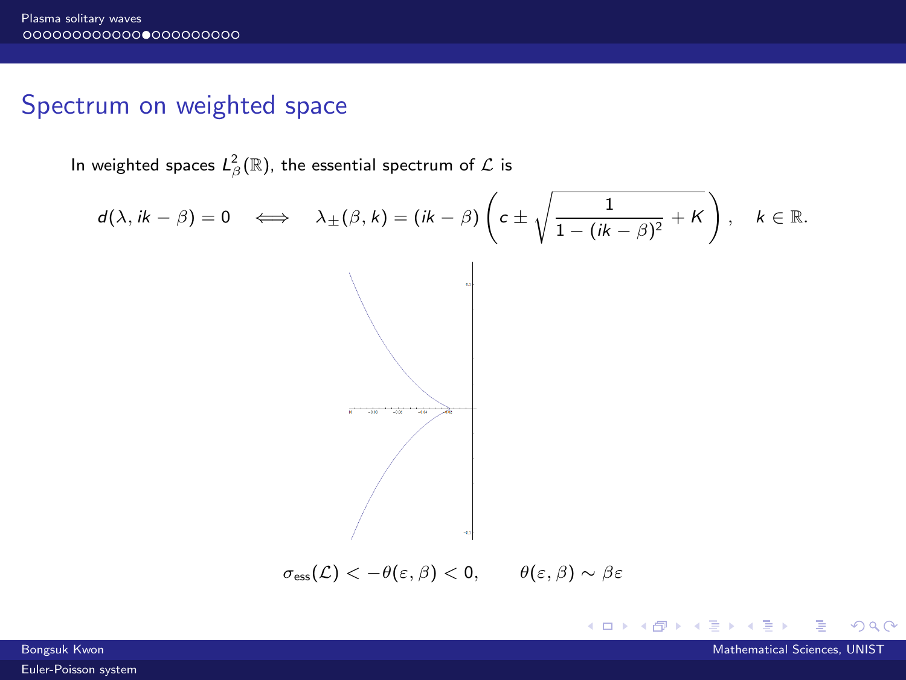## Spectrum on weighted space

In weighted spaces $L^2_\beta(\mathbb{R})$, the essential spectrum of $\mathcal{L}$ is

$$d(\lambda, ik - \beta) = 0 \quad \Longleftrightarrow \quad \lambda_\pm(\beta, k) = (ik - \beta)\left(c \pm \sqrt{\frac{1}{1 - (ik - \beta)^2} + K}\right), \quad k \in \mathbb{R}.$$

$$\sigma_{\text{ess}}(\mathcal{L}) < -\theta(\varepsilon, \beta) < 0, \qquad \theta(\varepsilon, \beta) \sim \beta\varepsilon$$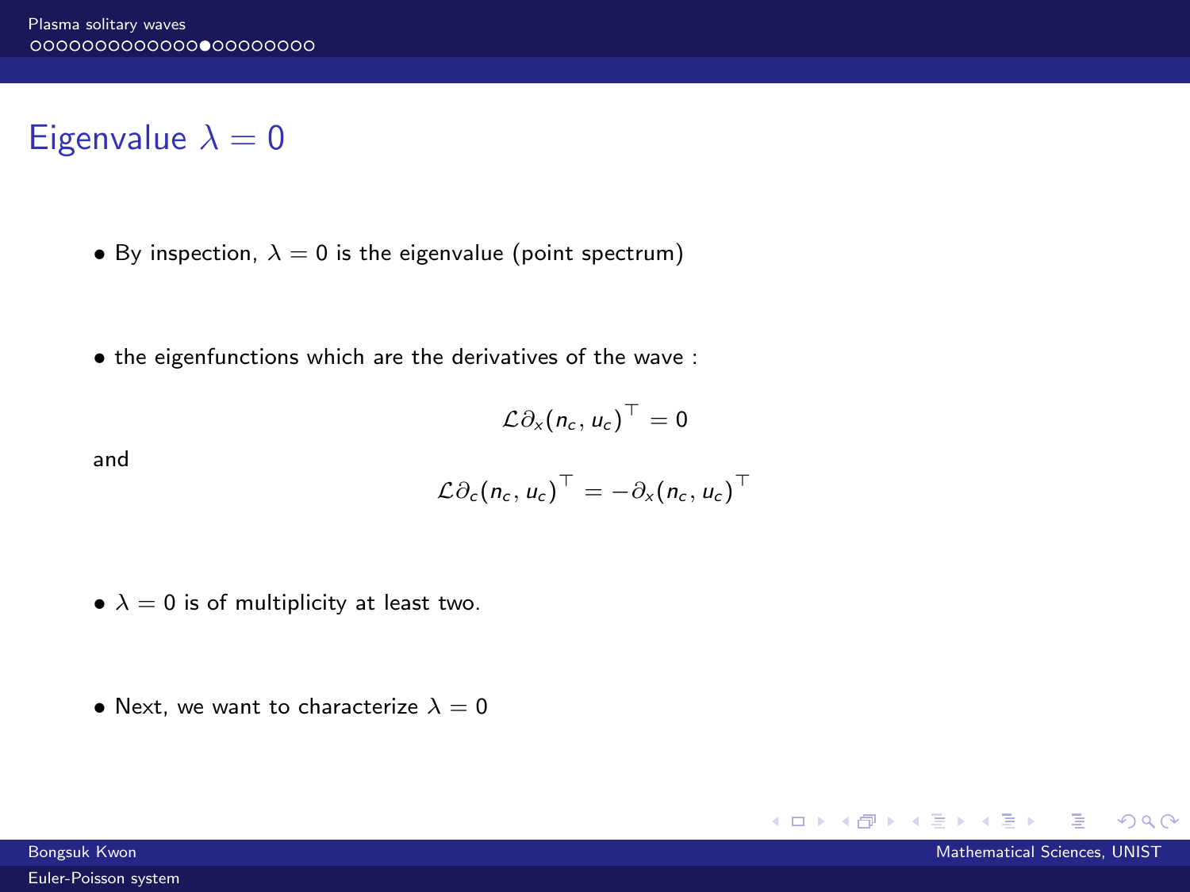# Eigenvalue $\lambda = 0$

- By inspection, $\lambda = 0$ is the eigenvalue (point spectrum)

- the eigenfunctions which are the derivatives of the wave :

$$\mathcal{L}\partial_x(n_c, u_c)^\top = 0$$

and

$$\mathcal{L}\partial_c(n_c, u_c)^\top = -\partial_x(n_c, u_c)^\top$$

- $\lambda = 0$ is of multiplicity at least two.

- Next, we want to characterize $\lambda = 0$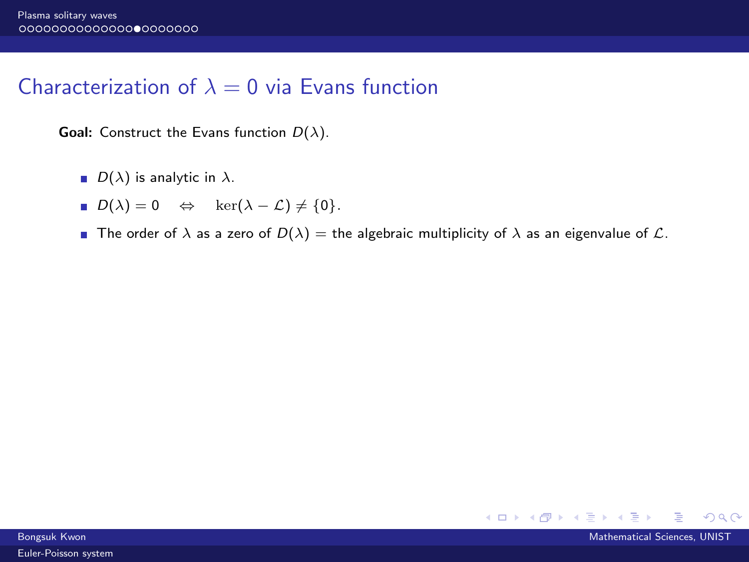# Characterization of $\lambda = 0$ via Evans function

**Goal:** Construct the Evans function $D(\lambda)$.

- $D(\lambda)$ is analytic in $\lambda$.
- $D(\lambda) = 0 \quad \Leftrightarrow \quad \ker(\lambda - \mathcal{L}) \neq \{0\}$.
- The order of $\lambda$ as a zero of $D(\lambda)$ = the algebraic multiplicity of $\lambda$ as an eigenvalue of $\mathcal{L}$.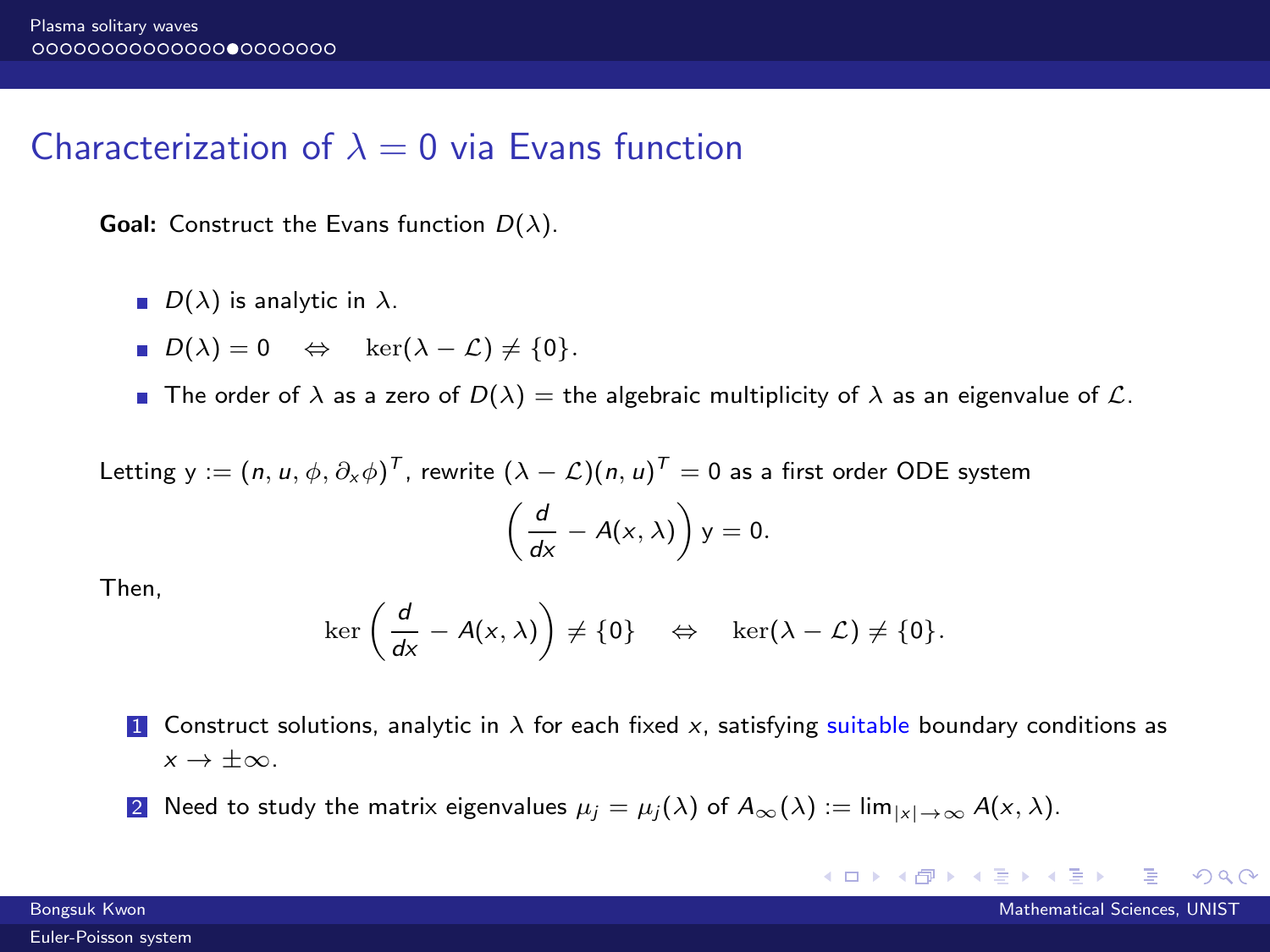# Characterization of $\lambda = 0$ via Evans function

**Goal:** Construct the Evans function $D(\lambda)$.

- $D(\lambda)$ is analytic in $\lambda$.
- $D(\lambda) = 0 \quad \Leftrightarrow \quad \ker(\lambda - \mathcal{L}) \neq \{0\}$.
- The order of $\lambda$ as a zero of $D(\lambda)$ = the algebraic multiplicity of $\lambda$ as an eigenvalue of $\mathcal{L}$.

Letting $\mathrm{y} := (n, u, \phi, \partial_x \phi)^T$, rewrite $(\lambda - \mathcal{L})(n, u)^T = 0$ as a first order ODE system

$$\left( \frac{d}{dx} - A(x, \lambda) \right) \mathrm{y} = 0.$$

Then,

$$\ker \left( \frac{d}{dx} - A(x, \lambda) \right) \neq \{0\} \quad \Leftrightarrow \quad \ker(\lambda - \mathcal{L}) \neq \{0\}.$$

1. Construct solutions, analytic in $\lambda$ for each fixed $x$, satisfying suitable boundary conditions as $x \to \pm\infty$.
2. Need to study the matrix eigenvalues $\mu_j = \mu_j(\lambda)$ of $A_\infty(\lambda) := \lim_{|x| \to \infty} A(x, \lambda)$.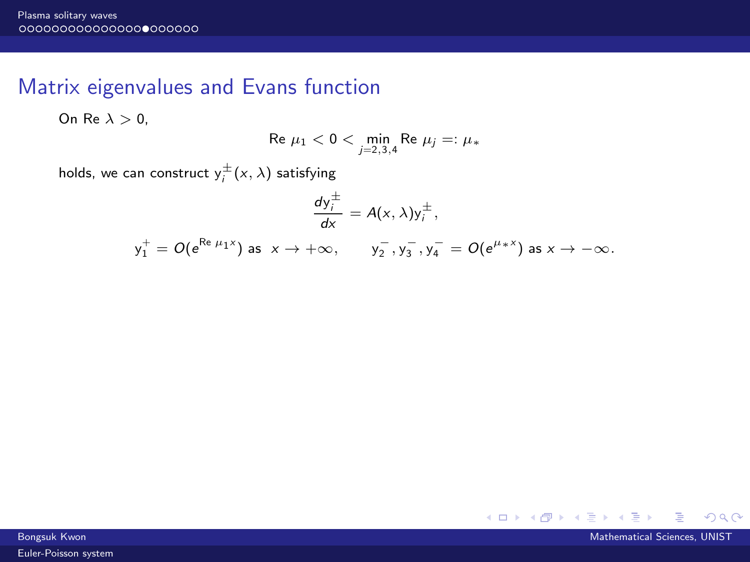## Matrix eigenvalues and Evans function

On $\text{Re }\lambda > 0$,

$$\text{Re }\mu_1 < 0 < \min_{j=2,3,4} \text{Re }\mu_j =: \mu_*$$

holds, we can construct $\mathrm{y}_i^{\pm}(x, \lambda)$ satisfying

$$\frac{d\mathrm{y}_i^{\pm}}{dx} = A(x, \lambda)\mathrm{y}_i^{\pm},$$

$$\mathrm{y}_1^{+} = O(e^{\text{Re }\mu_1 x}) \text{ as } x \to +\infty, \qquad \mathrm{y}_2^{-}, \mathrm{y}_3^{-}, \mathrm{y}_4^{-} = O(e^{\mu_* x}) \text{ as } x \to -\infty.$$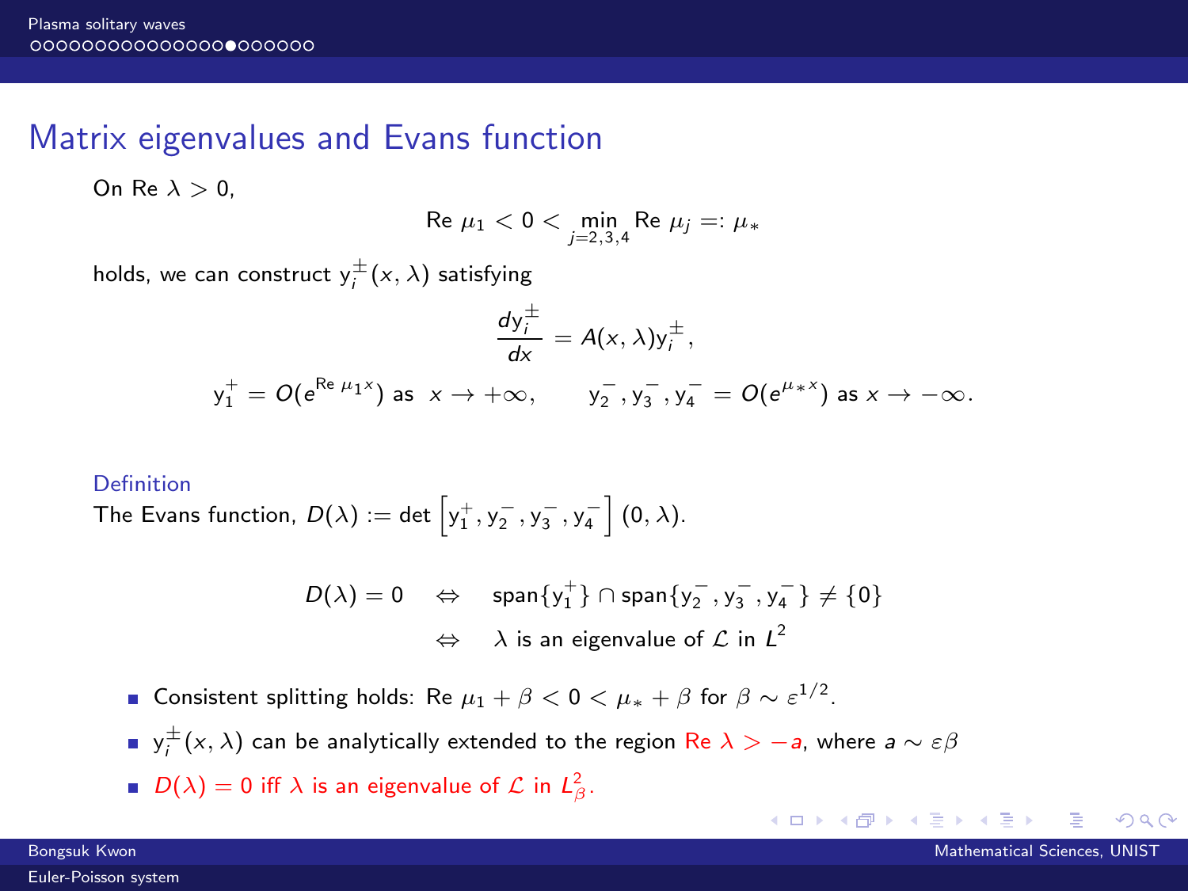## Matrix eigenvalues and Evans function

On Re $\lambda > 0$,

$$\text{Re } \mu_1 < 0 < \min_{j=2,3,4} \text{Re } \mu_j =: \mu_*$$

holds, we can construct $\mathrm{y}_i^{\pm}(x,\lambda)$ satisfying

$$\frac{d\mathrm{y}_i^{\pm}}{dx} = A(x,\lambda)\mathrm{y}_i^{\pm},$$

$$\mathrm{y}_1^{+} = O(e^{\text{Re } \mu_1 x}) \text{ as } x \to +\infty, \qquad \mathrm{y}_2^{-}, \mathrm{y}_3^{-}, \mathrm{y}_4^{-} = O(e^{\mu_* x}) \text{ as } x \to -\infty.$$

**Definition**

The Evans function, $D(\lambda) := \det \left[\mathrm{y}_1^{+}, \mathrm{y}_2^{-}, \mathrm{y}_3^{-}, \mathrm{y}_4^{-}\right](0,\lambda)$.

$$\begin{aligned} D(\lambda) = 0 \quad &\Leftrightarrow \quad \text{span}\{\mathrm{y}_1^{+}\} \cap \text{span}\{\mathrm{y}_2^{-}, \mathrm{y}_3^{-}, \mathrm{y}_4^{-}\} \neq \{0\} \\ &\Leftrightarrow \quad \lambda \text{ is an eigenvalue of } \mathcal{L} \text{ in } L^2 \end{aligned}$$

- Consistent splitting holds: Re $\mu_1 + \beta < 0 < \mu_* + \beta$ for $\beta \sim \varepsilon^{1/2}$.
- $\mathrm{y}_i^{\pm}(x,\lambda)$ can be analytically extended to the region Re $\lambda > -a$, where $a \sim \varepsilon\beta$
- $D(\lambda) = 0$ iff $\lambda$ is an eigenvalue of $\mathcal{L}$ in $L^2_\beta$.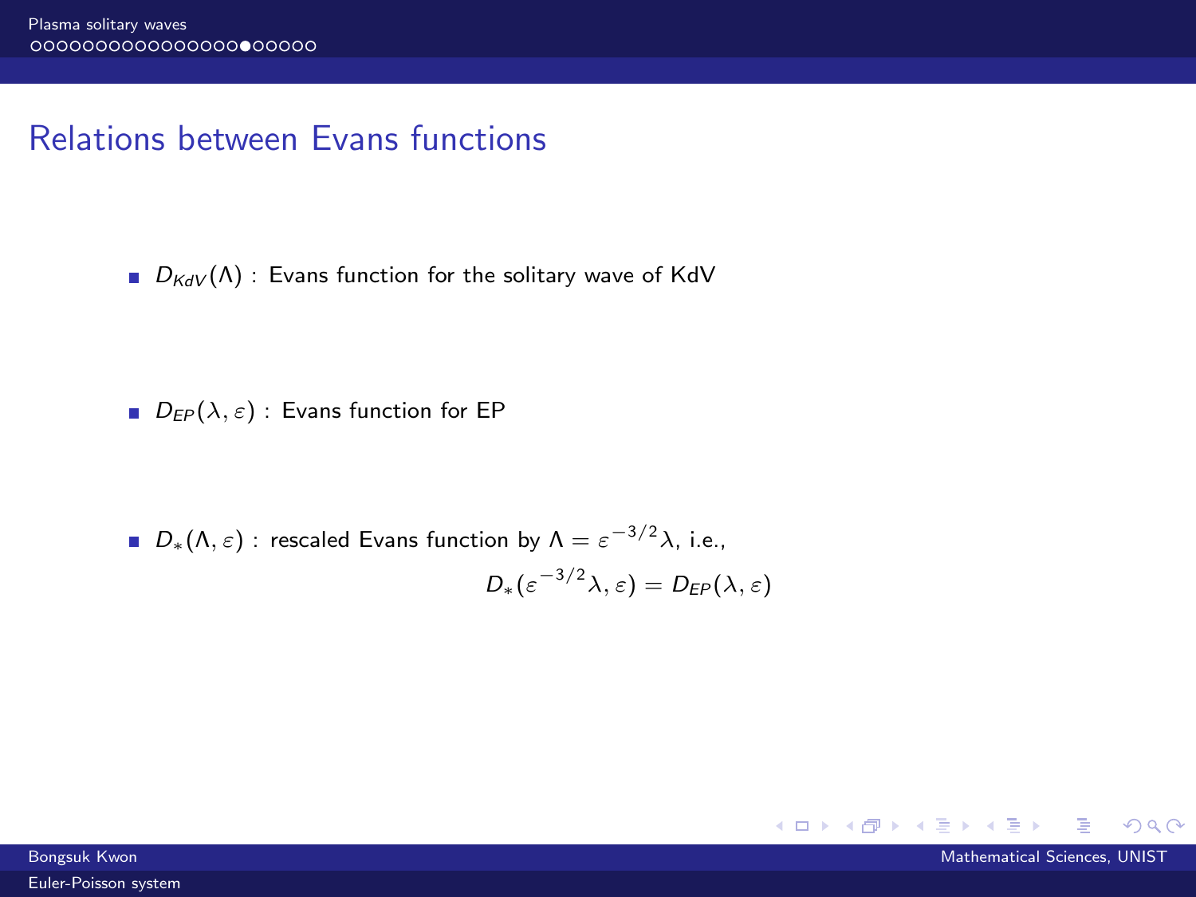## Relations between Evans functions

- $D_{KdV}(\Lambda)$ : Evans function for the solitary wave of KdV

- $D_{EP}(\lambda, \varepsilon)$ : Evans function for EP

- $D_*(\Lambda, \varepsilon)$ : rescaled Evans function by $\Lambda = \varepsilon^{-3/2}\lambda$, i.e.,

$$D_*(\varepsilon^{-3/2}\lambda, \varepsilon) = D_{EP}(\lambda, \varepsilon)$$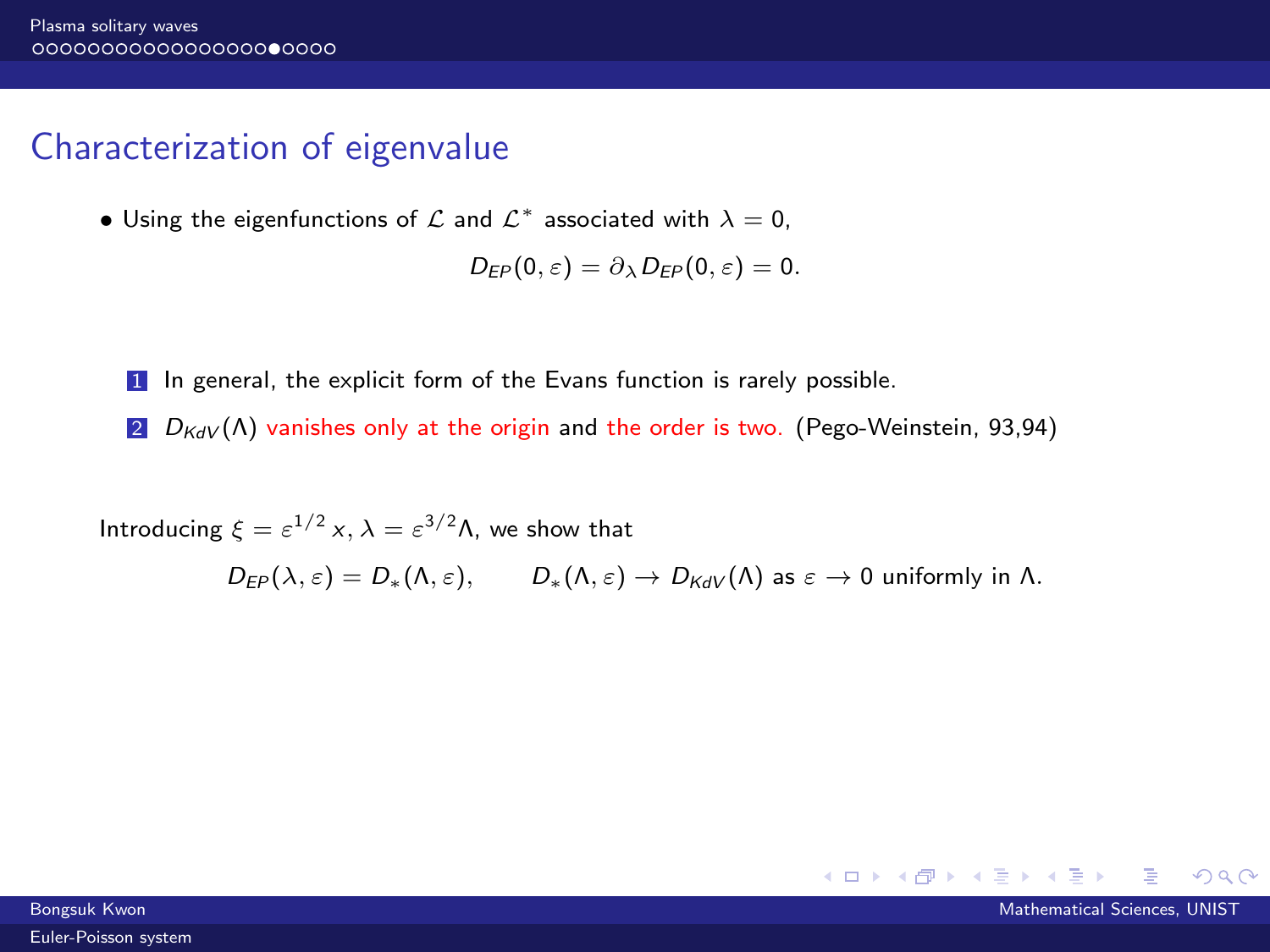## Characterization of eigenvalue

- Using the eigenfunctions of $\mathcal{L}$ and $\mathcal{L}^*$ associated with $\lambda = 0$,

$$D_{EP}(0, \varepsilon) = \partial_\lambda D_{EP}(0, \varepsilon) = 0.$$

1. In general, the explicit form of the Evans function is rarely possible.
2. $D_{KdV}(\Lambda)$ vanishes only at the origin and the order is two. (Pego-Weinstein, 93,94)

Introducing $\xi = \varepsilon^{1/2} x$, $\lambda = \varepsilon^{3/2}\Lambda$, we show that

$$D_{EP}(\lambda, \varepsilon) = D_*(\Lambda, \varepsilon), \qquad D_*(\Lambda, \varepsilon) \to D_{KdV}(\Lambda) \text{ as } \varepsilon \to 0 \text{ uniformly in } \Lambda.$$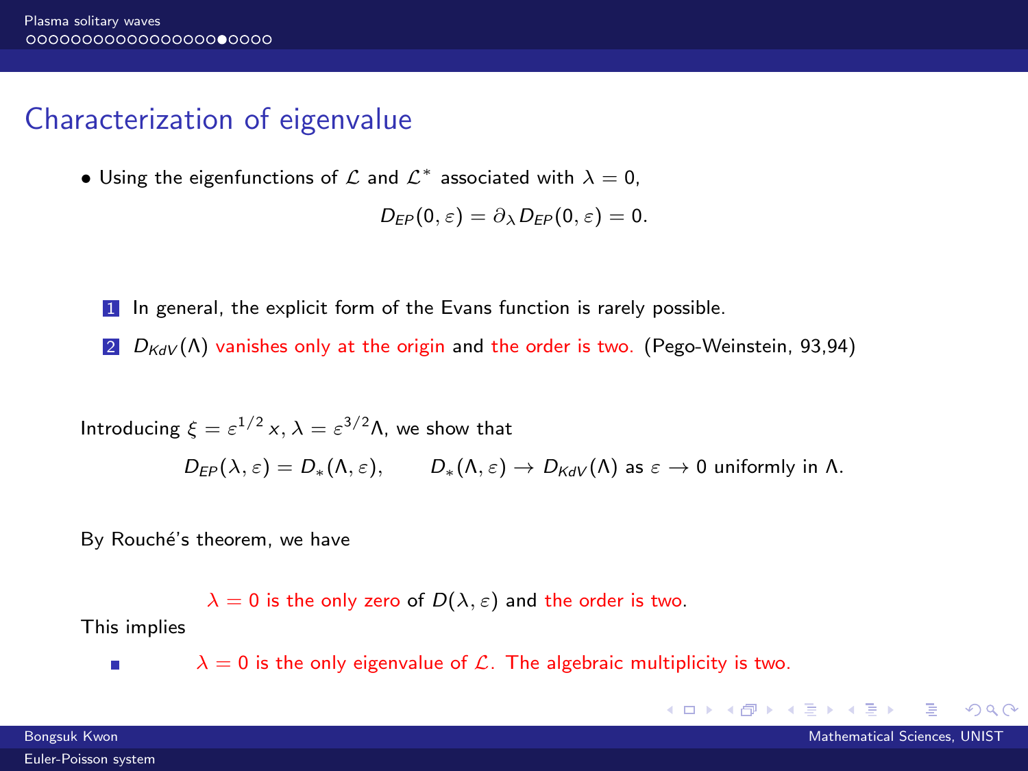## Characterization of eigenvalue

- Using the eigenfunctions of $\mathcal{L}$ and $\mathcal{L}^*$ associated with $\lambda = 0$,

$$D_{EP}(0, \varepsilon) = \partial_\lambda D_{EP}(0, \varepsilon) = 0.$$

1. In general, the explicit form of the Evans function is rarely possible.
2. $D_{KdV}(\Lambda)$ vanishes only at the origin and the order is two. (Pego-Weinstein, 93,94)

Introducing $\xi = \varepsilon^{1/2} x$, $\lambda = \varepsilon^{3/2}\Lambda$, we show that

$$D_{EP}(\lambda, \varepsilon) = D_*(\Lambda, \varepsilon), \qquad D_*(\Lambda, \varepsilon) \to D_{KdV}(\Lambda) \text{ as } \varepsilon \to 0 \text{ uniformly in } \Lambda.$$

By Rouché's theorem, we have

$\lambda = 0$ is the only zero of $D(\lambda, \varepsilon)$ and the order is two.

This implies

- $\lambda = 0$ is the only eigenvalue of $\mathcal{L}$. The algebraic multiplicity is two.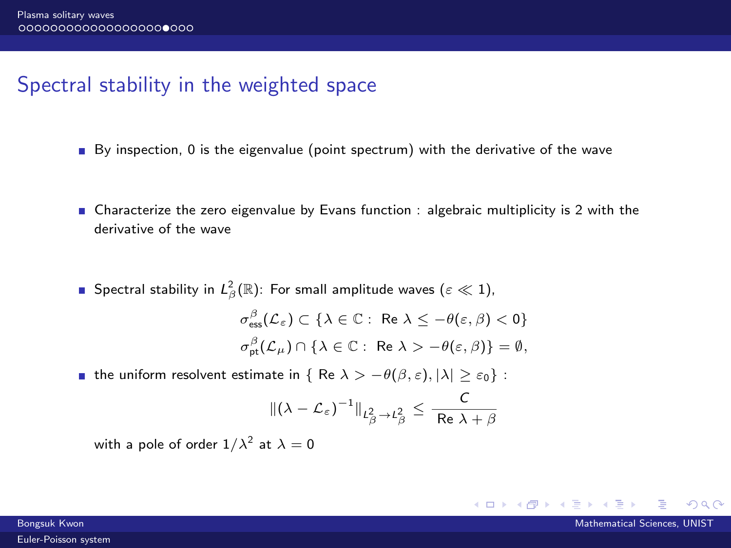## Spectral stability in the weighted space

- By inspection, 0 is the eigenvalue (point spectrum) with the derivative of the wave
- Characterize the zero eigenvalue by Evans function : algebraic multiplicity is 2 with the derivative of the wave
- Spectral stability in $L^2_\beta(\mathbb{R})$: For small amplitude waves ($\varepsilon \ll 1$),

$$\sigma^\beta_{\text{ess}}(\mathcal{L}_\varepsilon) \subset \{\lambda \in \mathbb{C} : \text{ Re } \lambda \leq -\theta(\varepsilon, \beta) < 0\}$$

$$\sigma^\beta_{\text{pt}}(\mathcal{L}_\mu) \cap \{\lambda \in \mathbb{C} : \text{ Re } \lambda > -\theta(\varepsilon, \beta)\} = \emptyset,$$

- the uniform resolvent estimate in $\{ \text{ Re } \lambda > -\theta(\beta, \varepsilon), |\lambda| \geq \varepsilon_0\}$ :

$$\|(\lambda - \mathcal{L}_\varepsilon)^{-1}\|_{L^2_\beta \to L^2_\beta} \leq \frac{C}{\text{Re } \lambda + \beta}$$

  with a pole of order $1/\lambda^2$ at $\lambda = 0$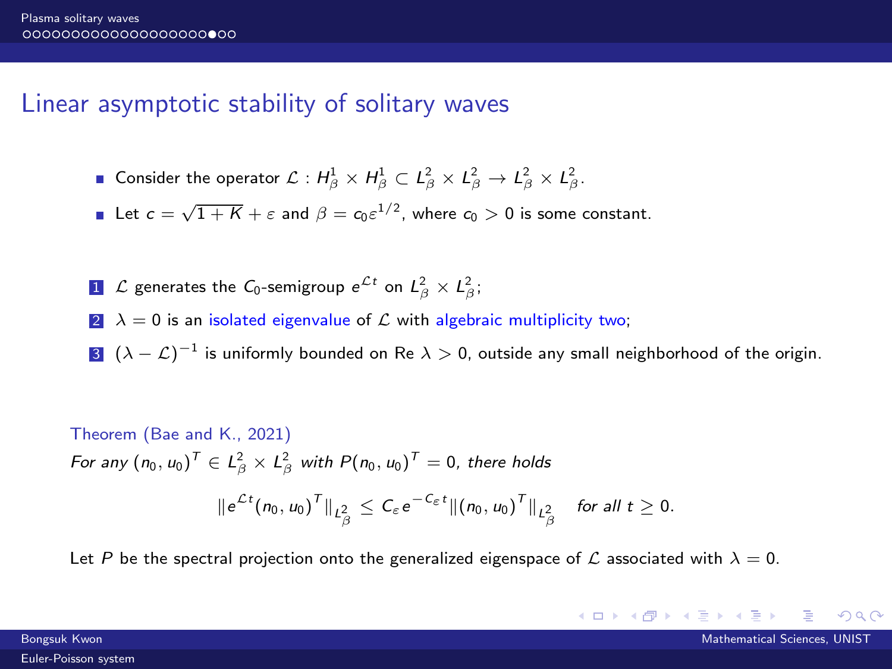## Linear asymptotic stability of solitary waves

- Consider the operator $\mathcal{L} : H^1_\beta \times H^1_\beta \subset L^2_\beta \times L^2_\beta \to L^2_\beta \times L^2_\beta$.
- Let $c = \sqrt{1+K} + \varepsilon$ and $\beta = c_0 \varepsilon^{1/2}$, where $c_0 > 0$ is some constant.

1. $\mathcal{L}$ generates the $C_0$-semigroup $e^{\mathcal{L}t}$ on $L^2_\beta \times L^2_\beta$;
2. $\lambda = 0$ is an isolated eigenvalue of $\mathcal{L}$ with algebraic multiplicity two;
3. $(\lambda - \mathcal{L})^{-1}$ is uniformly bounded on Re $\lambda > 0$, outside any small neighborhood of the origin.

**Theorem (Bae and K., 2021)**

*For any $(n_0, u_0)^T \in L^2_\beta \times L^2_\beta$ with $P(n_0, u_0)^T = 0$, there holds*

$$\|e^{\mathcal{L}t}(n_0, u_0)^T\|_{L^2_\beta} \leq C_\varepsilon e^{-C_\varepsilon t} \|(n_0, u_0)^T\|_{L^2_\beta} \quad \text{for all } t \geq 0.$$

Let $P$ be the spectral projection onto the generalized eigenspace of $\mathcal{L}$ associated with $\lambda = 0$.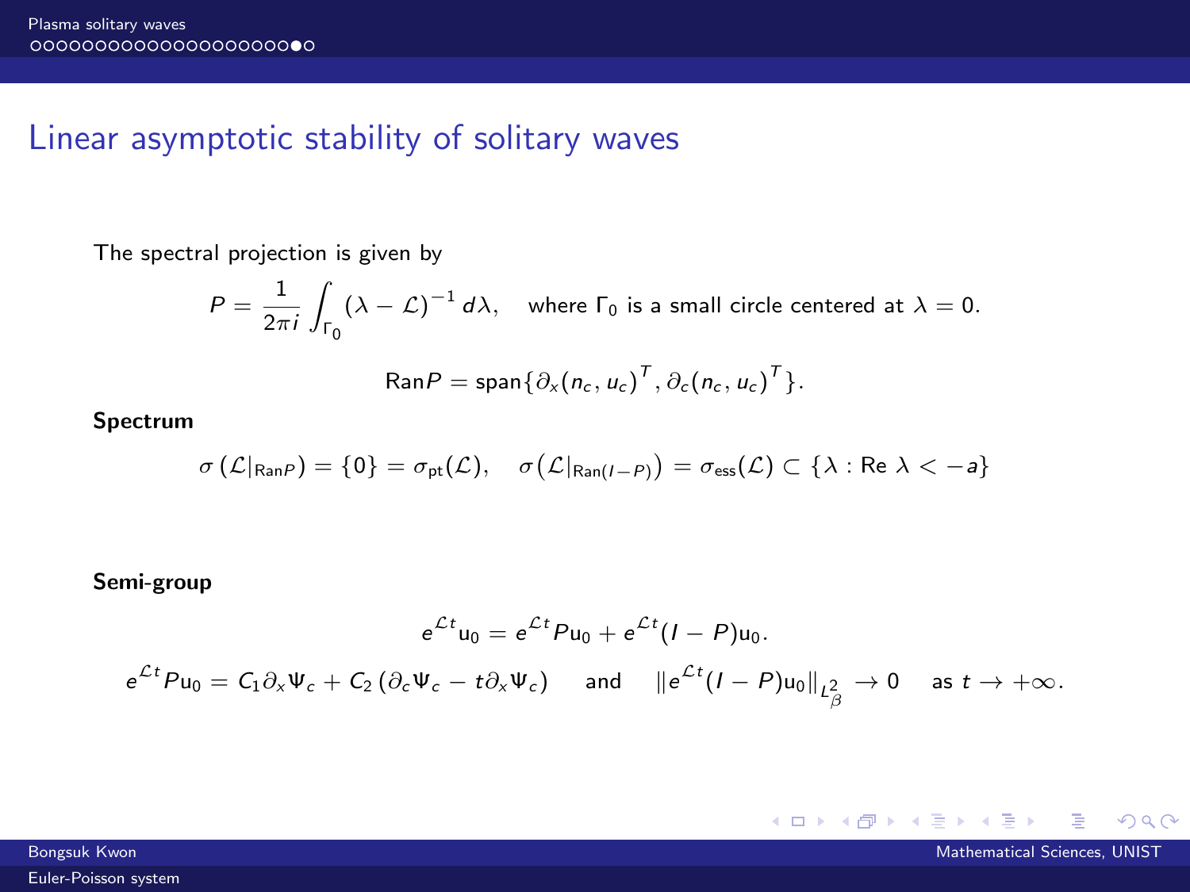## Linear asymptotic stability of solitary waves

The spectral projection is given by

$$P = \frac{1}{2\pi i}\int_{\Gamma_0} (\lambda - \mathcal{L})^{-1}\, d\lambda, \quad \text{where } \Gamma_0 \text{ is a small circle centered at } \lambda = 0.$$

$$\text{Ran}P = \text{span}\{\partial_x (n_c, u_c)^T, \partial_c (n_c, u_c)^T\}.$$

**Spectrum**

$$\sigma\left(\mathcal{L}|_{\text{Ran}P}\right) = \{0\} = \sigma_{\text{pt}}(\mathcal{L}), \quad \sigma\left(\mathcal{L}|_{\text{Ran}(I-P)}\right) = \sigma_{\text{ess}}(\mathcal{L}) \subset \{\lambda : \text{Re } \lambda < -a\}$$

**Semi-group**

$$e^{\mathcal{L}t}\mathrm{u}_0 = e^{\mathcal{L}t}P\mathrm{u}_0 + e^{\mathcal{L}t}(I-P)\mathrm{u}_0.$$

$$e^{\mathcal{L}t}P\mathrm{u}_0 = C_1\partial_x\Psi_c + C_2\left(\partial_c\Psi_c - t\partial_x\Psi_c\right) \quad \text{and} \quad \|e^{\mathcal{L}t}(I-P)\mathrm{u}_0\|_{L^2_\beta} \to 0 \quad \text{as } t \to +\infty.$$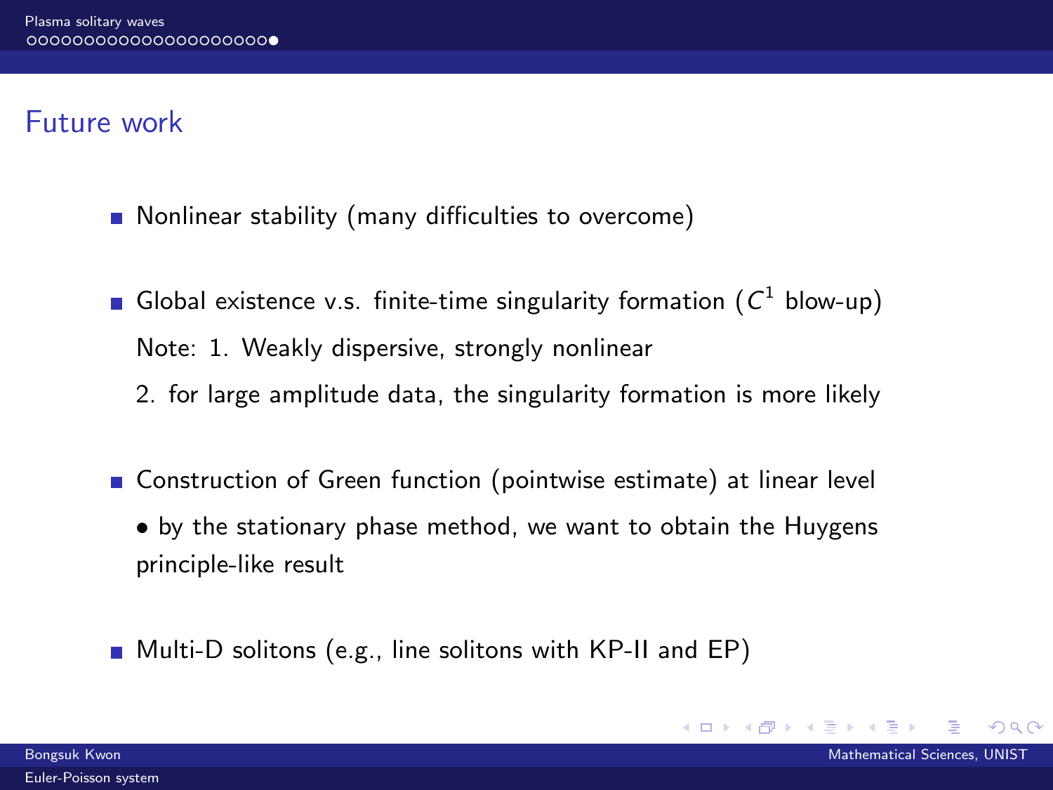## Future work

- Nonlinear stability (many difficulties to overcome)
- Global existence v.s. finite-time singularity formation ($C^1$ blow-up)

  Note: 1. Weakly dispersive, strongly nonlinear

  2. for large amplitude data, the singularity formation is more likely
- Construction of Green function (pointwise estimate) at linear level

  • by the stationary phase method, we want to obtain the Huygens principle-like result
- Multi-D solitons (e.g., line solitons with KP-II and EP)